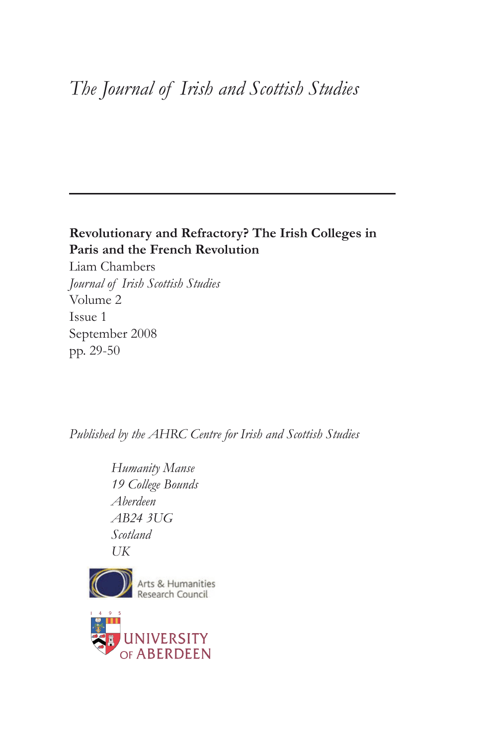*The Journal of Irish and Scottish Studies*

---

**Revolutionary and Refractory? The Irish Colleges in Paris and the French Revolution**

Liam Chambers

*Journal of Irish Scottish Studies*

Volume 2

Issue 1

September 2008

pp. 29-50

*Published by the AHRC Centre for Irish and Scottish Studies*

*Humanity Manse*
*19 College Bounds*
*Aberdeen*
*AB24 3UG*
*Scotland*
*UK*

Arts & Humanities Research Council

1495 UNIVERSITY OF ABERDEEN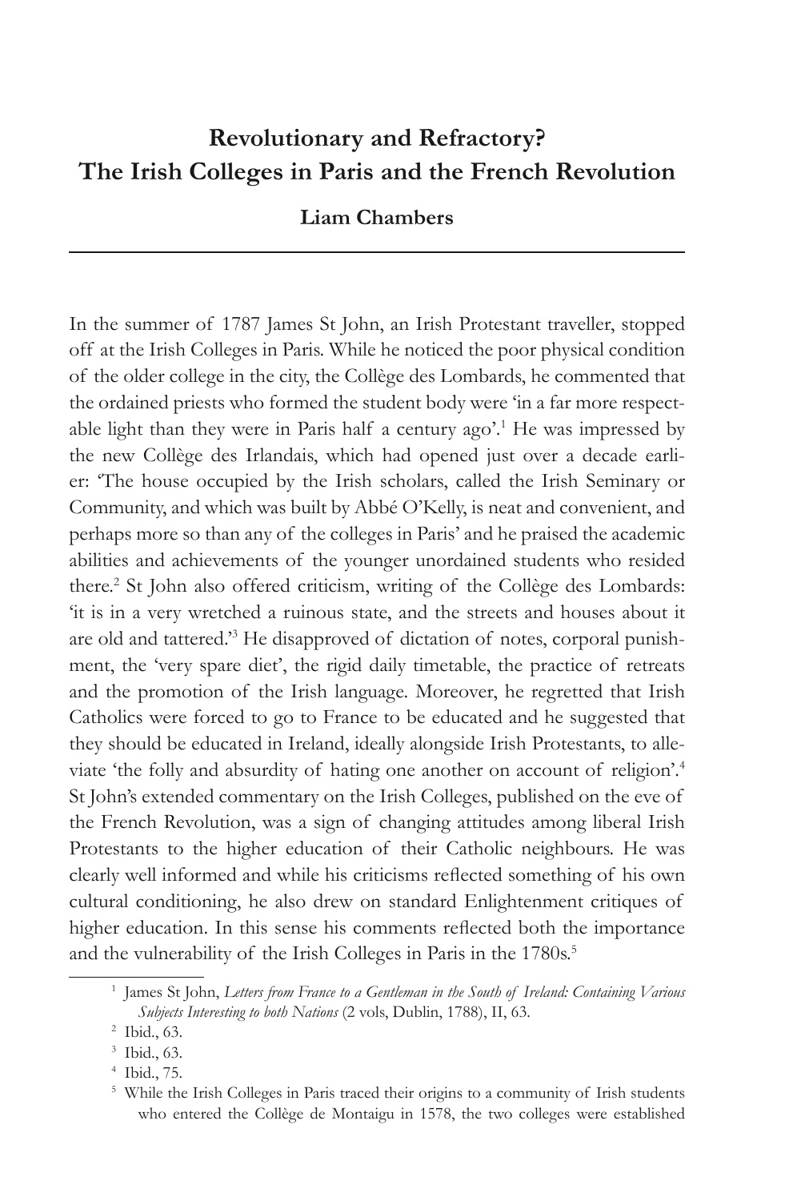# Revolutionary and Refractory? The Irish Colleges in Paris and the French Revolution

**Liam Chambers**

In the summer of 1787 James St John, an Irish Protestant traveller, stopped off at the Irish Colleges in Paris. While he noticed the poor physical condition of the older college in the city, the Collège des Lombards, he commented that the ordained priests who formed the student body were 'in a far more respectable light than they were in Paris half a century ago'.[1] He was impressed by the new Collège des Irlandais, which had opened just over a decade earlier: 'The house occupied by the Irish scholars, called the Irish Seminary or Community, and which was built by Abbé O'Kelly, is neat and convenient, and perhaps more so than any of the colleges in Paris' and he praised the academic abilities and achievements of the younger unordained students who resided there.[2] St John also offered criticism, writing of the Collège des Lombards: 'it is in a very wretched a ruinous state, and the streets and houses about it are old and tattered.'[3] He disapproved of dictation of notes, corporal punishment, the 'very spare diet', the rigid daily timetable, the practice of retreats and the promotion of the Irish language. Moreover, he regretted that Irish Catholics were forced to go to France to be educated and he suggested that they should be educated in Ireland, ideally alongside Irish Protestants, to alleviate 'the folly and absurdity of hating one another on account of religion'.[4] St John's extended commentary on the Irish Colleges, published on the eve of the French Revolution, was a sign of changing attitudes among liberal Irish Protestants to the higher education of their Catholic neighbours. He was clearly well informed and while his criticisms reflected something of his own cultural conditioning, he also drew on standard Enlightenment critiques of higher education. In this sense his comments reflected both the importance and the vulnerability of the Irish Colleges in Paris in the 1780s.[5]

---

[1] James St John, *Letters from France to a Gentleman in the South of Ireland: Containing Various Subjects Interesting to both Nations* (2 vols, Dublin, 1788), II, 63.

[2] Ibid., 63.

[3] Ibid., 63.

[4] Ibid., 75.

[5] While the Irish Colleges in Paris traced their origins to a community of Irish students who entered the Collège de Montaigu in 1578, the two colleges were established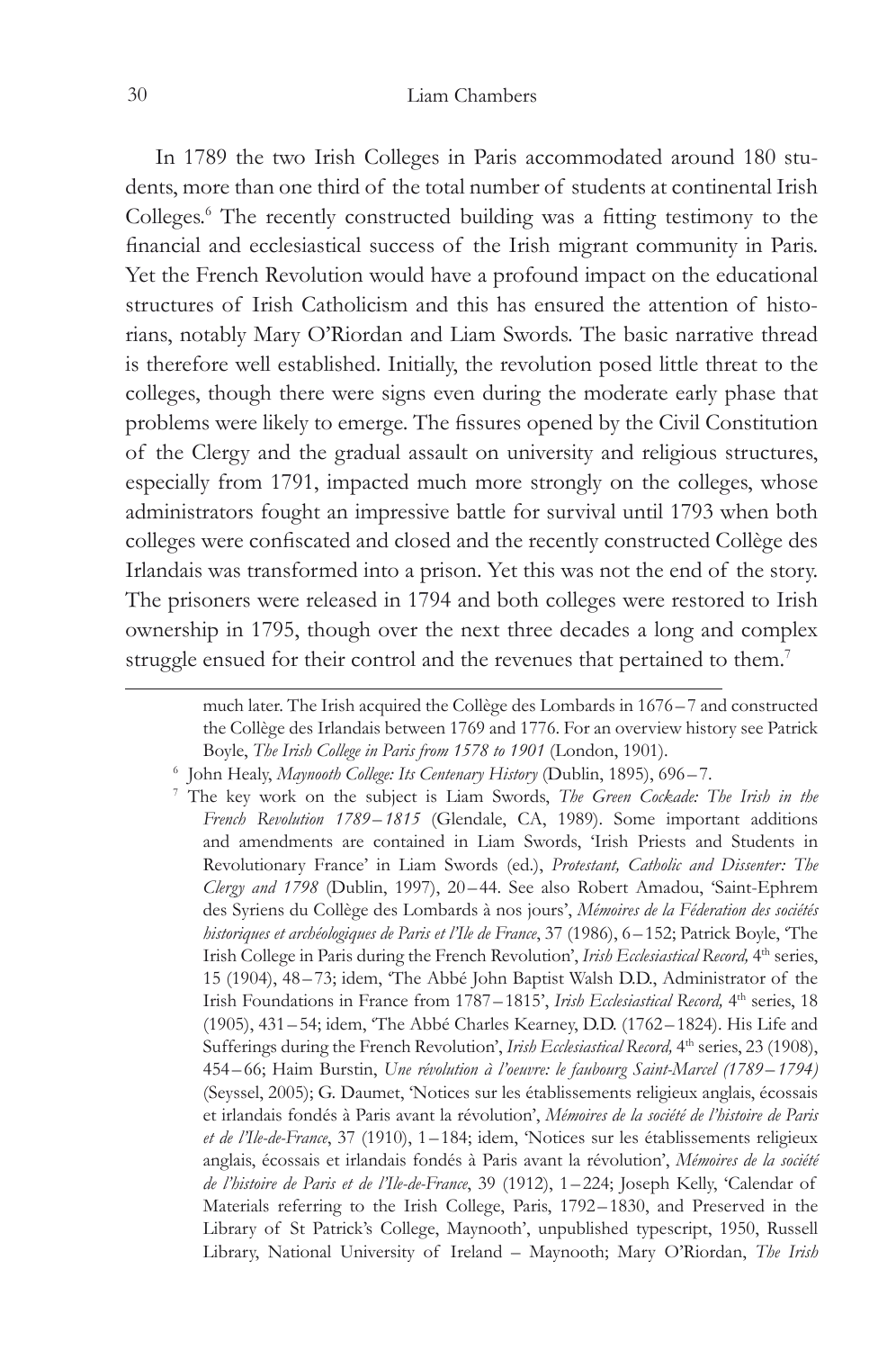In 1789 the two Irish Colleges in Paris accommodated around 180 students, more than one third of the total number of students at continental Irish Colleges.[6] The recently constructed building was a fitting testimony to the financial and ecclesiastical success of the Irish migrant community in Paris. Yet the French Revolution would have a profound impact on the educational structures of Irish Catholicism and this has ensured the attention of historians, notably Mary O'Riordan and Liam Swords. The basic narrative thread is therefore well established. Initially, the revolution posed little threat to the colleges, though there were signs even during the moderate early phase that problems were likely to emerge. The fissures opened by the Civil Constitution of the Clergy and the gradual assault on university and religious structures, especially from 1791, impacted much more strongly on the colleges, whose administrators fought an impressive battle for survival until 1793 when both colleges were confiscated and closed and the recently constructed Collège des Irlandais was transformed into a prison. Yet this was not the end of the story. The prisoners were released in 1794 and both colleges were restored to Irish ownership in 1795, though over the next three decades a long and complex struggle ensued for their control and the revenues that pertained to them.[7]

---

much later. The Irish acquired the Collège des Lombards in 1676–7 and constructed the Collège des Irlandais between 1769 and 1776. For an overview history see Patrick Boyle, *The Irish College in Paris from 1578 to 1901* (London, 1901).

[6] John Healy, *Maynooth College: Its Centenary History* (Dublin, 1895), 696–7.

[7] The key work on the subject is Liam Swords, *The Green Cockade: The Irish in the French Revolution 1789–1815* (Glendale, CA, 1989). Some important additions and amendments are contained in Liam Swords, 'Irish Priests and Students in Revolutionary France' in Liam Swords (ed.), *Protestant, Catholic and Dissenter: The Clergy and 1798* (Dublin, 1997), 20–44. See also Robert Amadou, 'Saint-Ephrem des Syriens du Collège des Lombards à nos jours', *Mémoires de la Féderation des sociétés historiques et archéologiques de Paris et l'Ile de France*, 37 (1986), 6–152; Patrick Boyle, 'The Irish College in Paris during the French Revolution', *Irish Ecclesiastical Record,* 4th series, 15 (1904), 48–73; idem, 'The Abbé John Baptist Walsh D.D., Administrator of the Irish Foundations in France from 1787–1815', *Irish Ecclesiastical Record,* 4th series, 18 (1905), 431–54; idem, 'The Abbé Charles Kearney, D.D. (1762–1824). His Life and Sufferings during the French Revolution', *Irish Ecclesiastical Record,* 4th series, 23 (1908), 454–66; Haim Burstin, *Une révolution à l'oeuvre: le faubourg Saint-Marcel (1789–1794)* (Seyssel, 2005); G. Daumet, 'Notices sur les établissements religieux anglais, écossais et irlandais fondés à Paris avant la révolution', *Mémoires de la société de l'histoire de Paris et de l'Ile-de-France*, 37 (1910), 1–184; idem, 'Notices sur les établissements religieux anglais, écossais et irlandais fondés à Paris avant la révolution', *Mémoires de la société de l'histoire de Paris et de l'Ile-de-France*, 39 (1912), 1–224; Joseph Kelly, 'Calendar of Materials referring to the Irish College, Paris, 1792–1830, and Preserved in the Library of St Patrick's College, Maynooth', unpublished typescript, 1950, Russell Library, National University of Ireland – Maynooth; Mary O'Riordan, *The Irish*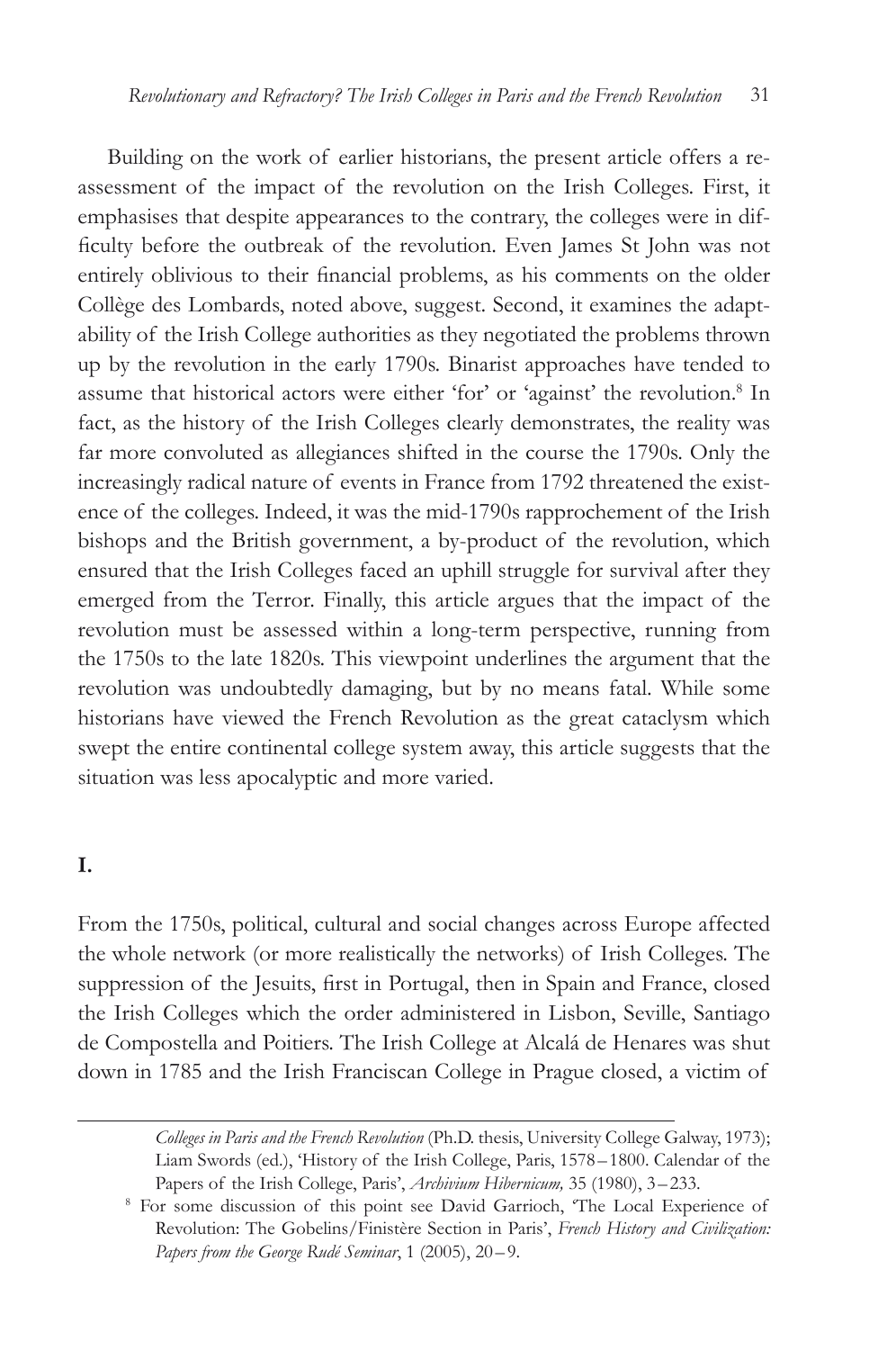Building on the work of earlier historians, the present article offers a re-assessment of the impact of the revolution on the Irish Colleges. First, it emphasises that despite appearances to the contrary, the colleges were in difficulty before the outbreak of the revolution. Even James St John was not entirely oblivious to their financial problems, as his comments on the older Collège des Lombards, noted above, suggest. Second, it examines the adaptability of the Irish College authorities as they negotiated the problems thrown up by the revolution in the early 1790s. Binarist approaches have tended to assume that historical actors were either 'for' or 'against' the revolution.[8] In fact, as the history of the Irish Colleges clearly demonstrates, the reality was far more convoluted as allegiances shifted in the course the 1790s. Only the increasingly radical nature of events in France from 1792 threatened the existence of the colleges. Indeed, it was the mid-1790s rapprochement of the Irish bishops and the British government, a by-product of the revolution, which ensured that the Irish Colleges faced an uphill struggle for survival after they emerged from the Terror. Finally, this article argues that the impact of the revolution must be assessed within a long-term perspective, running from the 1750s to the late 1820s. This viewpoint underlines the argument that the revolution was undoubtedly damaging, but by no means fatal. While some historians have viewed the French Revolution as the great cataclysm which swept the entire continental college system away, this article suggests that the situation was less apocalyptic and more varied.

## I.

From the 1750s, political, cultural and social changes across Europe affected the whole network (or more realistically the networks) of Irish Colleges. The suppression of the Jesuits, first in Portugal, then in Spain and France, closed the Irish Colleges which the order administered in Lisbon, Seville, Santiago de Compostella and Poitiers. The Irish College at Alcalá de Henares was shut down in 1785 and the Irish Franciscan College in Prague closed, a victim of

---

*Colleges in Paris and the French Revolution* (Ph.D. thesis, University College Galway, 1973); Liam Swords (ed.), 'History of the Irish College, Paris, 1578 – 1800. Calendar of the Papers of the Irish College, Paris', *Archivium Hibernicum,* 35 (1980), 3 – 233.

[8] For some discussion of this point see David Garrioch, 'The Local Experience of Revolution: The Gobelins/Finistère Section in Paris', *French History and Civilization: Papers from the George Rudé Seminar*, 1 (2005), 20 – 9.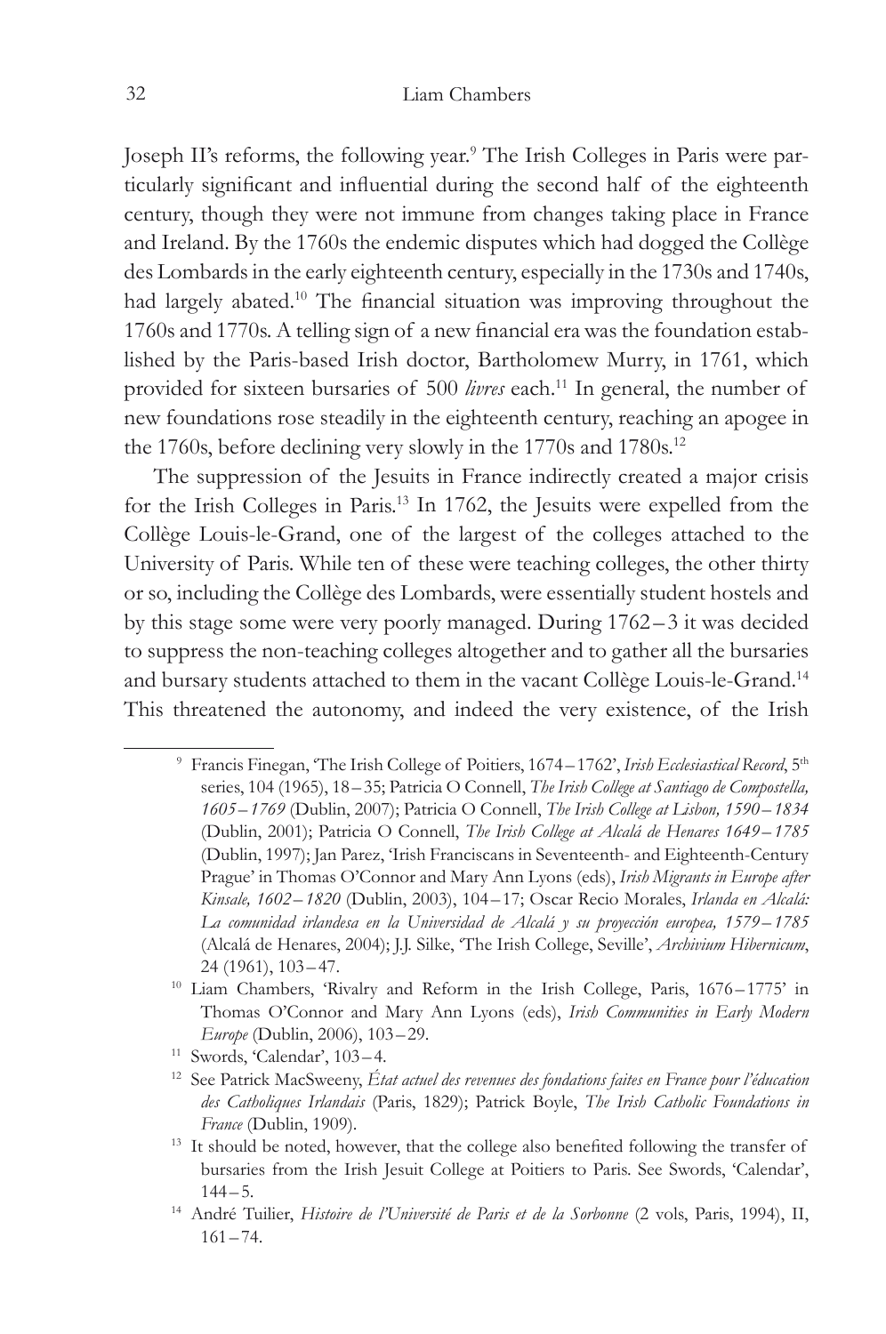Joseph II's reforms, the following year.[9] The Irish Colleges in Paris were particularly significant and influential during the second half of the eighteenth century, though they were not immune from changes taking place in France and Ireland. By the 1760s the endemic disputes which had dogged the Collège des Lombards in the early eighteenth century, especially in the 1730s and 1740s, had largely abated.[10] The financial situation was improving throughout the 1760s and 1770s. A telling sign of a new financial era was the foundation established by the Paris-based Irish doctor, Bartholomew Murry, in 1761, which provided for sixteen bursaries of 500 *livres* each.[11] In general, the number of new foundations rose steadily in the eighteenth century, reaching an apogee in the 1760s, before declining very slowly in the 1770s and 1780s.[12]

The suppression of the Jesuits in France indirectly created a major crisis for the Irish Colleges in Paris.[13] In 1762, the Jesuits were expelled from the Collège Louis-le-Grand, one of the largest of the colleges attached to the University of Paris. While ten of these were teaching colleges, the other thirty or so, including the Collège des Lombards, were essentially student hostels and by this stage some were very poorly managed. During 1762–3 it was decided to suppress the non-teaching colleges altogether and to gather all the bursaries and bursary students attached to them in the vacant Collège Louis-le-Grand.[14] This threatened the autonomy, and indeed the very existence, of the Irish

---

[9] Francis Finegan, 'The Irish College of Poitiers, 1674–1762', *Irish Ecclesiastical Record*, 5th series, 104 (1965), 18–35; Patricia O Connell, *The Irish College at Santiago de Compostella, 1605–1769* (Dublin, 2007); Patricia O Connell, *The Irish College at Lisbon, 1590–1834* (Dublin, 2001); Patricia O Connell, *The Irish College at Alcalá de Henares 1649–1785* (Dublin, 1997); Jan Parez, 'Irish Franciscans in Seventeenth- and Eighteenth-Century Prague' in Thomas O'Connor and Mary Ann Lyons (eds), *Irish Migrants in Europe after Kinsale, 1602–1820* (Dublin, 2003), 104–17; Oscar Recio Morales, *Irlanda en Alcalá: La comunidad irlandesa en la Universidad de Alcalá y su proyección europea, 1579–1785* (Alcalá de Henares, 2004); J.J. Silke, 'The Irish College, Seville', *Archivium Hibernicum*, 24 (1961), 103–47.

[10] Liam Chambers, 'Rivalry and Reform in the Irish College, Paris, 1676–1775' in Thomas O'Connor and Mary Ann Lyons (eds), *Irish Communities in Early Modern Europe* (Dublin, 2006), 103–29.

[11] Swords, 'Calendar', 103–4.

[12] See Patrick MacSweeny, *État actuel des revenues des fondations faites en France pour l'éducation des Catholiques Irlandais* (Paris, 1829); Patrick Boyle, *The Irish Catholic Foundations in France* (Dublin, 1909).

[13] It should be noted, however, that the college also benefited following the transfer of bursaries from the Irish Jesuit College at Poitiers to Paris. See Swords, 'Calendar', 144–5.

[14] André Tuilier, *Histoire de l'Université de Paris et de la Sorbonne* (2 vols, Paris, 1994), II, 161–74.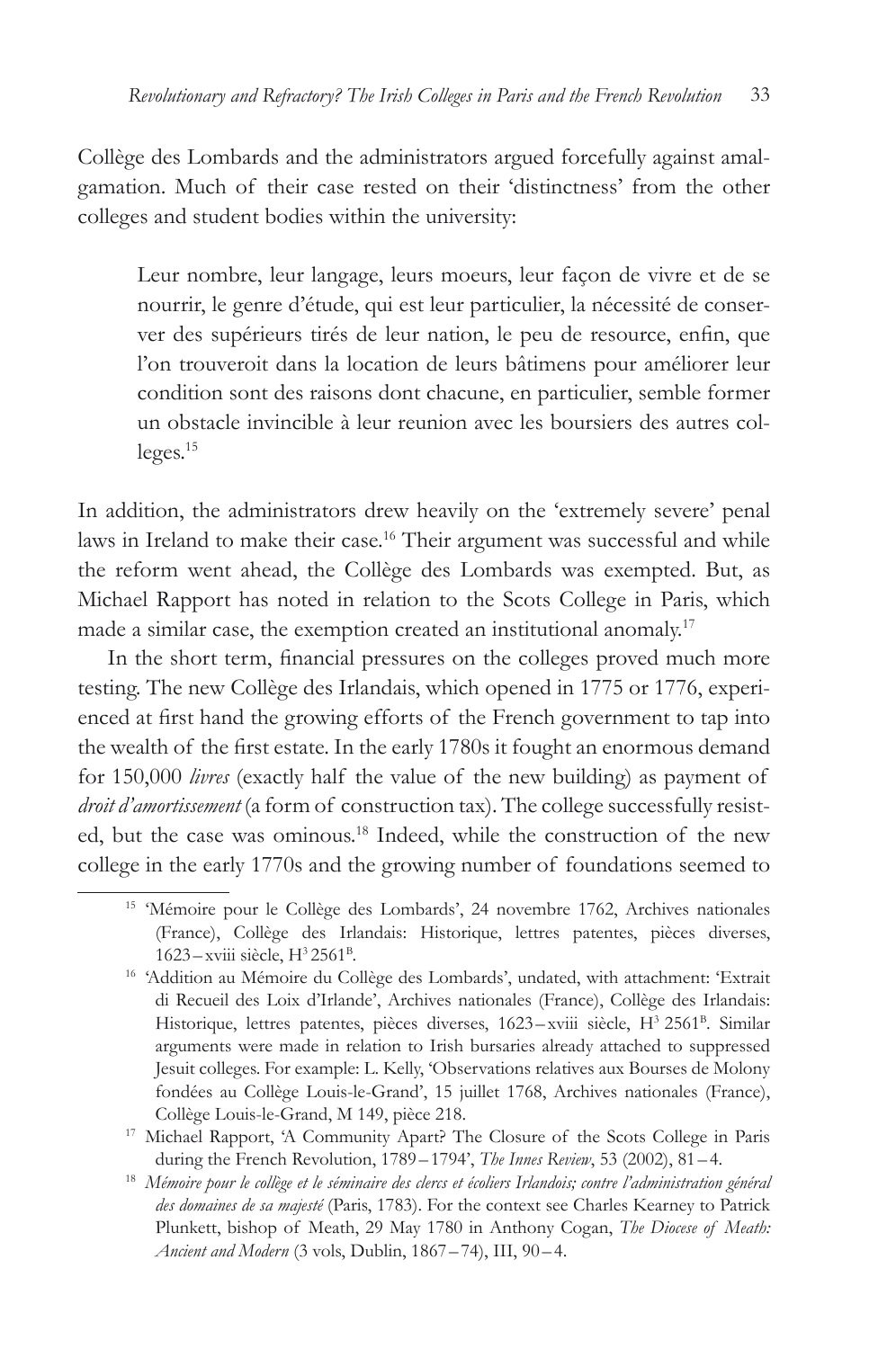Collège des Lombards and the administrators argued forcefully against amalgamation. Much of their case rested on their 'distinctness' from the other colleges and student bodies within the university:

> Leur nombre, leur langage, leurs moeurs, leur façon de vivre et de se nourrir, le genre d'étude, qui est leur particulier, la nécessité de conserver des supérieurs tirés de leur nation, le peu de resource, enfin, que l'on trouveroit dans la location de leurs bâtimens pour améliorer leur condition sont des raisons dont chacune, en particulier, semble former un obstacle invincible à leur reunion avec les boursiers des autres colleges.[15]

In addition, the administrators drew heavily on the 'extremely severe' penal laws in Ireland to make their case.[16] Their argument was successful and while the reform went ahead, the Collège des Lombards was exempted. But, as Michael Rapport has noted in relation to the Scots College in Paris, which made a similar case, the exemption created an institutional anomaly.[17]

In the short term, financial pressures on the colleges proved much more testing. The new Collège des Irlandais, which opened in 1775 or 1776, experienced at first hand the growing efforts of the French government to tap into the wealth of the first estate. In the early 1780s it fought an enormous demand for 150,000 *livres* (exactly half the value of the new building) as payment of *droit d'amortissement* (a form of construction tax). The college successfully resisted, but the case was ominous.[18] Indeed, while the construction of the new college in the early 1770s and the growing number of foundations seemed to

---

[15] 'Mémoire pour le Collège des Lombards', 24 novembre 1762, Archives nationales (France), Collège des Irlandais: Historique, lettres patentes, pièces diverses, 1623 – xviii siècle, H[3] 2561[B].

[16] 'Addition au Mémoire du Collège des Lombards', undated, with attachment: 'Extrait di Recueil des Loix d'Irlande', Archives nationales (France), Collège des Irlandais: Historique, lettres patentes, pièces diverses, 1623 – xviii siècle, H[3] 2561[B]. Similar arguments were made in relation to Irish bursaries already attached to suppressed Jesuit colleges. For example: L. Kelly, 'Observations relatives aux Bourses de Molony fondées au Collège Louis-le-Grand', 15 juillet 1768, Archives nationales (France), Collège Louis-le-Grand, M 149, pièce 218.

[17] Michael Rapport, 'A Community Apart? The Closure of the Scots College in Paris during the French Revolution, 1789 – 1794', *The Innes Review*, 53 (2002), 81 – 4.

[18] *Mémoire pour le collège et le séminaire des clercs et écoliers Irlandois; contre l'administration général des domaines de sa majesté* (Paris, 1783). For the context see Charles Kearney to Patrick Plunkett, bishop of Meath, 29 May 1780 in Anthony Cogan, *The Diocese of Meath: Ancient and Modern* (3 vols, Dublin, 1867 – 74), III, 90 – 4.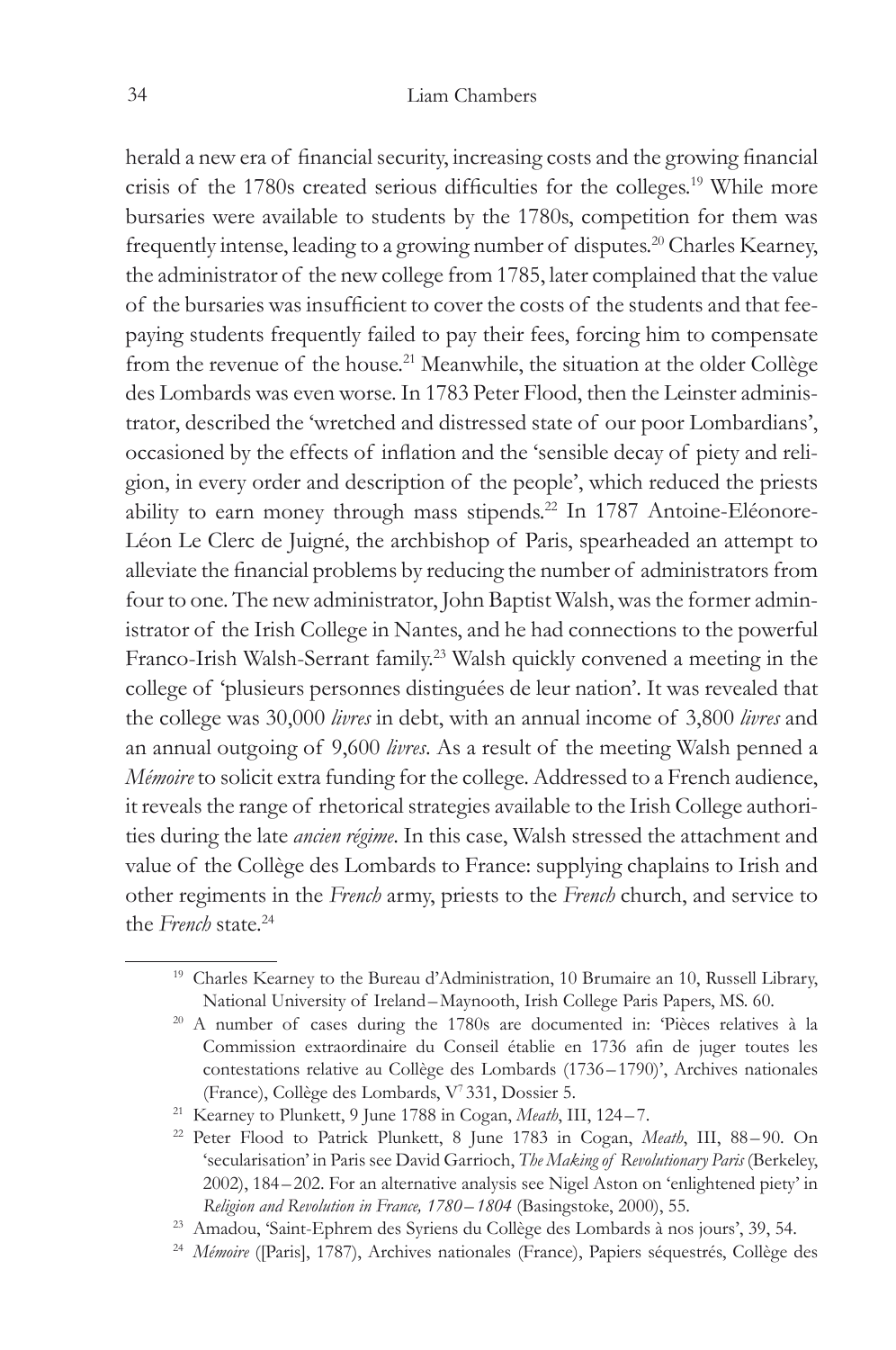herald a new era of financial security, increasing costs and the growing financial crisis of the 1780s created serious difficulties for the colleges.[19] While more bursaries were available to students by the 1780s, competition for them was frequently intense, leading to a growing number of disputes.[20] Charles Kearney, the administrator of the new college from 1785, later complained that the value of the bursaries was insufficient to cover the costs of the students and that fee-paying students frequently failed to pay their fees, forcing him to compensate from the revenue of the house.[21] Meanwhile, the situation at the older Collège des Lombards was even worse. In 1783 Peter Flood, then the Leinster administrator, described the 'wretched and distressed state of our poor Lombardians', occasioned by the effects of inflation and the 'sensible decay of piety and religion, in every order and description of the people', which reduced the priests ability to earn money through mass stipends.[22] In 1787 Antoine-Eléonore-Léon Le Clerc de Juigné, the archbishop of Paris, spearheaded an attempt to alleviate the financial problems by reducing the number of administrators from four to one. The new administrator, John Baptist Walsh, was the former administrator of the Irish College in Nantes, and he had connections to the powerful Franco-Irish Walsh-Serrant family.[23] Walsh quickly convened a meeting in the college of 'plusieurs personnes distinguées de leur nation'. It was revealed that the college was 30,000 *livres* in debt, with an annual income of 3,800 *livres* and an annual outgoing of 9,600 *livres*. As a result of the meeting Walsh penned a *Mémoire* to solicit extra funding for the college. Addressed to a French audience, it reveals the range of rhetorical strategies available to the Irish College authorities during the late *ancien régime*. In this case, Walsh stressed the attachment and value of the Collège des Lombards to France: supplying chaplains to Irish and other regiments in the *French* army, priests to the *French* church, and service to the *French* state.[24]

---

[19] Charles Kearney to the Bureau d'Administration, 10 Brumaire an 10, Russell Library, National University of Ireland – Maynooth, Irish College Paris Papers, MS. 60.

[20] A number of cases during the 1780s are documented in: 'Pièces relatives à la Commission extraordinaire du Conseil établie en 1736 afin de juger toutes les contestations relative au Collège des Lombards (1736 – 1790)', Archives nationales (France), Collège des Lombards, $V^7$ 331, Dossier 5.

[21] Kearney to Plunkett, 9 June 1788 in Cogan, *Meath*, III, 124 – 7.

[22] Peter Flood to Patrick Plunkett, 8 June 1783 in Cogan, *Meath*, III, 88 – 90. On 'secularisation' in Paris see David Garrioch, *The Making of Revolutionary Paris* (Berkeley, 2002), 184 – 202. For an alternative analysis see Nigel Aston on 'enlightened piety' in *Religion and Revolution in France, 1780 – 1804* (Basingstoke, 2000), 55.

[23] Amadou, 'Saint-Ephrem des Syriens du Collège des Lombards à nos jours', 39, 54.

[24] *Mémoire* ([Paris], 1787), Archives nationales (France), Papiers séquestrés, Collège des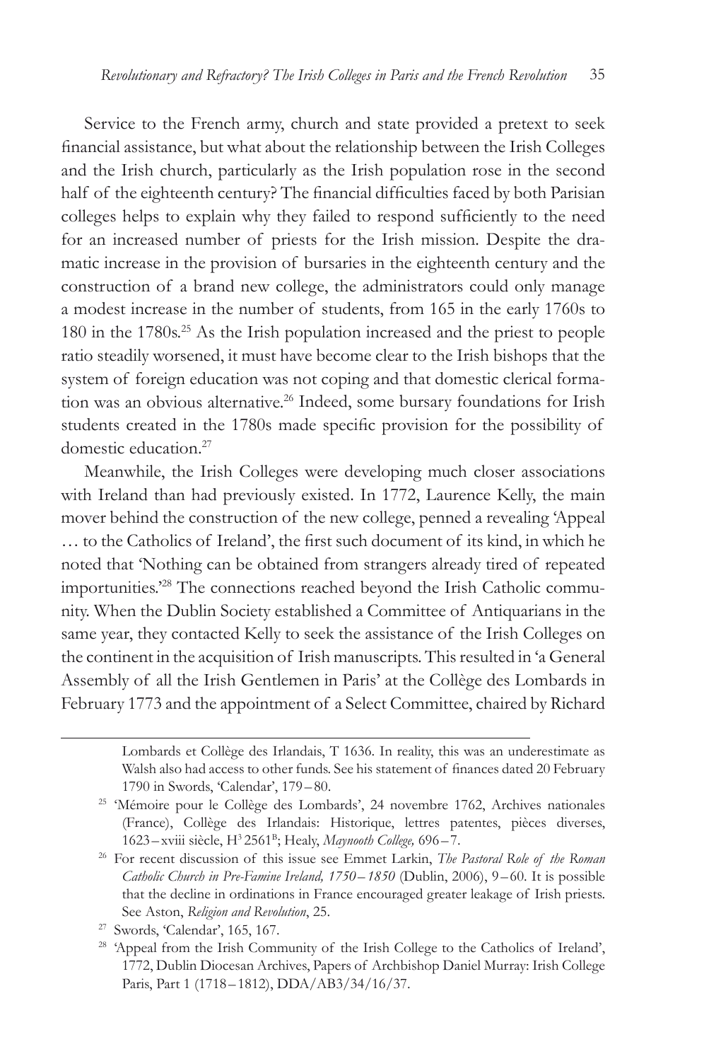Service to the French army, church and state provided a pretext to seek financial assistance, but what about the relationship between the Irish Colleges and the Irish church, particularly as the Irish population rose in the second half of the eighteenth century? The financial difficulties faced by both Parisian colleges helps to explain why they failed to respond sufficiently to the need for an increased number of priests for the Irish mission. Despite the dramatic increase in the provision of bursaries in the eighteenth century and the construction of a brand new college, the administrators could only manage a modest increase in the number of students, from 165 in the early 1760s to 180 in the 1780s.[25] As the Irish population increased and the priest to people ratio steadily worsened, it must have become clear to the Irish bishops that the system of foreign education was not coping and that domestic clerical formation was an obvious alternative.[26] Indeed, some bursary foundations for Irish students created in the 1780s made specific provision for the possibility of domestic education.[27]

Meanwhile, the Irish Colleges were developing much closer associations with Ireland than had previously existed. In 1772, Laurence Kelly, the main mover behind the construction of the new college, penned a revealing 'Appeal … to the Catholics of Ireland', the first such document of its kind, in which he noted that 'Nothing can be obtained from strangers already tired of repeated importunities.'[28] The connections reached beyond the Irish Catholic community. When the Dublin Society established a Committee of Antiquarians in the same year, they contacted Kelly to seek the assistance of the Irish Colleges on the continent in the acquisition of Irish manuscripts. This resulted in 'a General Assembly of all the Irish Gentlemen in Paris' at the Collège des Lombards in February 1773 and the appointment of a Select Committee, chaired by Richard

---

Lombards et Collège des Irlandais, T 1636. In reality, this was an underestimate as Walsh also had access to other funds. See his statement of finances dated 20 February 1790 in Swords, 'Calendar', 179 – 80.

[25] 'Mémoire pour le Collège des Lombards', 24 novembre 1762, Archives nationales (France), Collège des Irlandais: Historique, lettres patentes, pièces diverses, 1623 – xviii siècle, H$^{3}$ 2561$^{B}$; Healy, *Maynooth College,* 696 – 7.

[26] For recent discussion of this issue see Emmet Larkin, *The Pastoral Role of the Roman Catholic Church in Pre-Famine Ireland, 1750 – 1850* (Dublin, 2006), 9 – 60. It is possible that the decline in ordinations in France encouraged greater leakage of Irish priests. See Aston, *Religion and Revolution*, 25.

[27] Swords, 'Calendar', 165, 167.

[28] 'Appeal from the Irish Community of the Irish College to the Catholics of Ireland', 1772, Dublin Diocesan Archives, Papers of Archbishop Daniel Murray: Irish College Paris, Part 1 (1718 – 1812), DDA/AB3/34/16/37.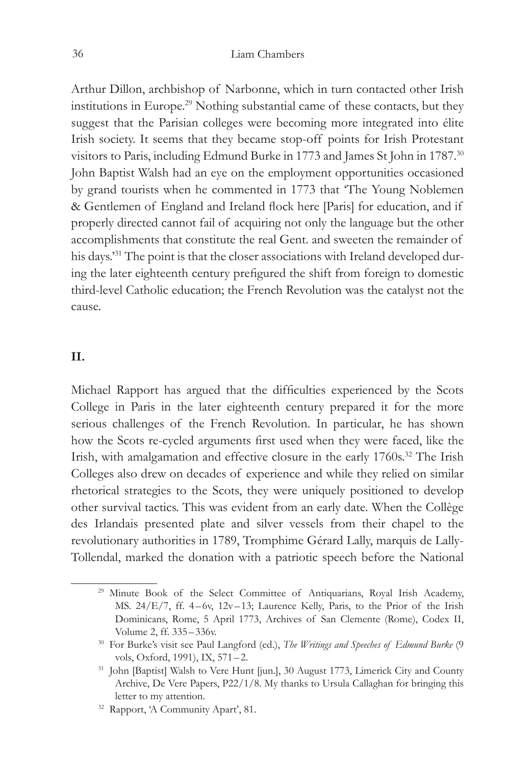Arthur Dillon, archbishop of Narbonne, which in turn contacted other Irish institutions in Europe.[29] Nothing substantial came of these contacts, but they suggest that the Parisian colleges were becoming more integrated into élite Irish society. It seems that they became stop-off points for Irish Protestant visitors to Paris, including Edmund Burke in 1773 and James St John in 1787.[30] John Baptist Walsh had an eye on the employment opportunities occasioned by grand tourists when he commented in 1773 that 'The Young Noblemen & Gentlemen of England and Ireland flock here [Paris] for education, and if properly directed cannot fail of acquiring not only the language but the other accomplishments that constitute the real Gent. and sweeten the remainder of his days.'[31] The point is that the closer associations with Ireland developed during the later eighteenth century prefigured the shift from foreign to domestic third-level Catholic education; the French Revolution was the catalyst not the cause.

## II.

Michael Rapport has argued that the difficulties experienced by the Scots College in Paris in the later eighteenth century prepared it for the more serious challenges of the French Revolution. In particular, he has shown how the Scots re-cycled arguments first used when they were faced, like the Irish, with amalgamation and effective closure in the early 1760s.[32] The Irish Colleges also drew on decades of experience and while they relied on similar rhetorical strategies to the Scots, they were uniquely positioned to develop other survival tactics. This was evident from an early date. When the Collège des Irlandais presented plate and silver vessels from their chapel to the revolutionary authorities in 1789, Tromphime Gérard Lally, marquis de Lally-Tollendal, marked the donation with a patriotic speech before the National

---

[29] Minute Book of the Select Committee of Antiquarians, Royal Irish Academy, MS. 24/E/7, ff. 4–6v, 12v–13; Laurence Kelly, Paris, to the Prior of the Irish Dominicans, Rome, 5 April 1773, Archives of San Clemente (Rome), Codex II, Volume 2, ff. 335–336v.

[30] For Burke's visit see Paul Langford (ed.), *The Writings and Speeches of Edmund Burke* (9 vols, Oxford, 1991), IX, 571–2.

[31] John [Baptist] Walsh to Vere Hunt [jun.], 30 August 1773, Limerick City and County Archive, De Vere Papers, P22/1/8. My thanks to Ursula Callaghan for bringing this letter to my attention.

[32] Rapport, 'A Community Apart', 81.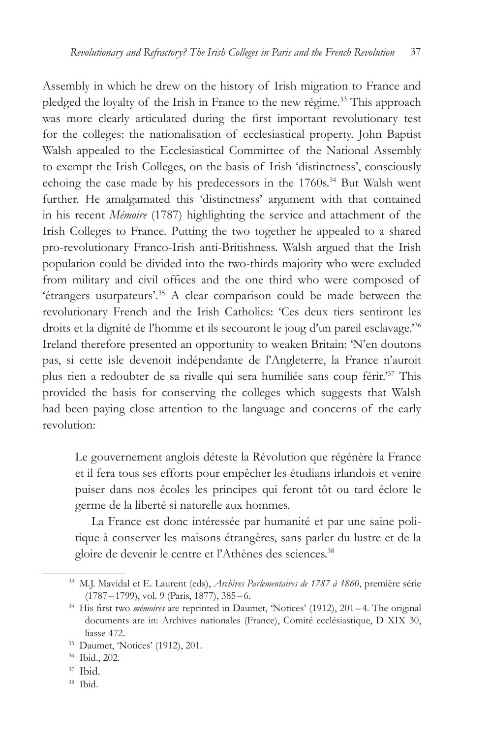Assembly in which he drew on the history of Irish migration to France and pledged the loyalty of the Irish in France to the new régime.[33] This approach was more clearly articulated during the first important revolutionary test for the colleges: the nationalisation of ecclesiastical property. John Baptist Walsh appealed to the Ecclesiastical Committee of the National Assembly to exempt the Irish Colleges, on the basis of Irish 'distinctness', consciously echoing the case made by his predecessors in the 1760s.[34] But Walsh went further. He amalgamated this 'distinctness' argument with that contained in his recent *Mémoire* (1787) highlighting the service and attachment of the Irish Colleges to France. Putting the two together he appealed to a shared pro-revolutionary Franco-Irish anti-Britishness. Walsh argued that the Irish population could be divided into the two-thirds majority who were excluded from military and civil offices and the one third who were composed of 'étrangers usurpateurs'.[35] A clear comparison could be made between the revolutionary French and the Irish Catholics: 'Ces deux tiers sentiront les droits et la dignité de l'homme et ils secouront le joug d'un pareil esclavage.'[36] Ireland therefore presented an opportunity to weaken Britain: 'N'en doutons pas, si cette isle devenoit indépendante de l'Angleterre, la France n'auroit plus rien a redoubter de sa rivalle qui sera humiliée sans coup férir.'[37] This provided the basis for conserving the colleges which suggests that Walsh had been paying close attention to the language and concerns of the early revolution:

> Le gouvernement anglois déteste la Révolution que régénère la France et il fera tous ses efforts pour empêcher les étudians irlandois et venire puiser dans nos écoles les principes qui feront tôt ou tard éclore le germe de la liberté si naturelle aux hommes.
>
> La France est donc intéressée par humanité et par une saine politique à conserver les maisons étrangères, sans parler du lustre et de la gloire de devenir le centre et l'Athènes des sciences.[38]

---

[33] M.J. Mavidal et E. Laurent (eds), *Archives Parlementaires de 1787 à 1860*, première série (1787–1799), vol. 9 (Paris, 1877), 385–6.

[34] His first two *mémoires* are reprinted in Daumet, 'Notices' (1912), 201–4. The original documents are in: Archives nationales (France), Comité ecclésiastique, D XIX 30, liasse 472.

[35] Daumet, 'Notices' (1912), 201.

[36] Ibid., 202.

[37] Ibid.

[38] Ibid.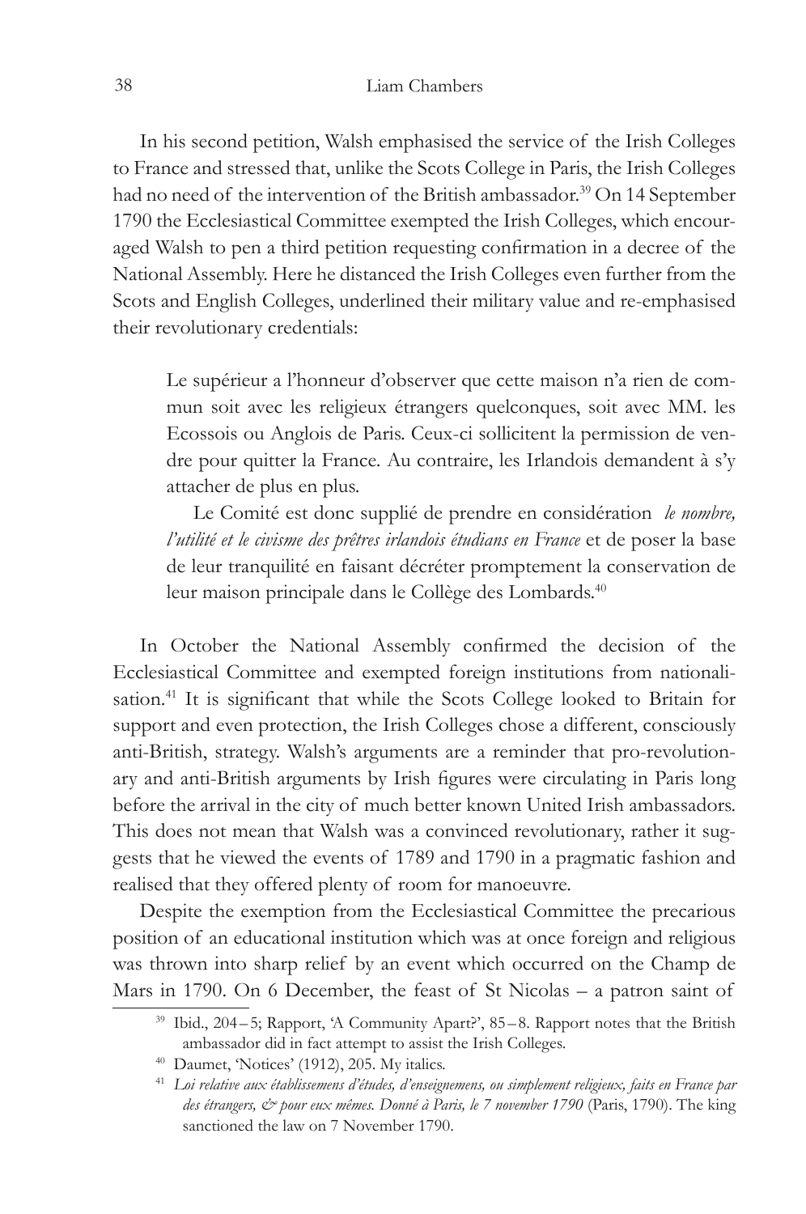In his second petition, Walsh emphasised the service of the Irish Colleges to France and stressed that, unlike the Scots College in Paris, the Irish Colleges had no need of the intervention of the British ambassador.[39] On 14 September 1790 the Ecclesiastical Committee exempted the Irish Colleges, which encouraged Walsh to pen a third petition requesting confirmation in a decree of the National Assembly. Here he distanced the Irish Colleges even further from the Scots and English Colleges, underlined their military value and re-emphasised their revolutionary credentials:

> Le supérieur a l'honneur d'observer que cette maison n'a rien de commun soit avec les religieux étrangers quelconques, soit avec MM. les Ecossois ou Anglois de Paris. Ceux-ci sollicitent la permission de vendre pour quitter la France. Au contraire, les Irlandois demandent à s'y attacher de plus en plus.
>
> Le Comité est donc supplié de prendre en considération *le nombre, l'utilité et le civisme des prêtres irlandois étudians en France* et de poser la base de leur tranquilité en faisant décréter promptement la conservation de leur maison principale dans le Collège des Lombards.[40]

In October the National Assembly confirmed the decision of the Ecclesiastical Committee and exempted foreign institutions from nationalisation.[41] It is significant that while the Scots College looked to Britain for support and even protection, the Irish Colleges chose a different, consciously anti-British, strategy. Walsh's arguments are a reminder that pro-revolutionary and anti-British arguments by Irish figures were circulating in Paris long before the arrival in the city of much better known United Irish ambassadors. This does not mean that Walsh was a convinced revolutionary, rather it suggests that he viewed the events of 1789 and 1790 in a pragmatic fashion and realised that they offered plenty of room for manoeuvre.

Despite the exemption from the Ecclesiastical Committee the precarious position of an educational institution which was at once foreign and religious was thrown into sharp relief by an event which occurred on the Champ de Mars in 1790. On 6 December, the feast of St Nicolas – a patron saint of

---

[39] Ibid., 204–5; Rapport, 'A Community Apart?', 85–8. Rapport notes that the British ambassador did in fact attempt to assist the Irish Colleges.

[40] Daumet, 'Notices' (1912), 205. My italics.

[41] *Loi relative aux établissemens d'études, d'enseignemens, ou simplement religieux, faits en France par des étrangers, & pour eux mêmes. Donné à Paris, le 7 november 1790* (Paris, 1790). The king sanctioned the law on 7 November 1790.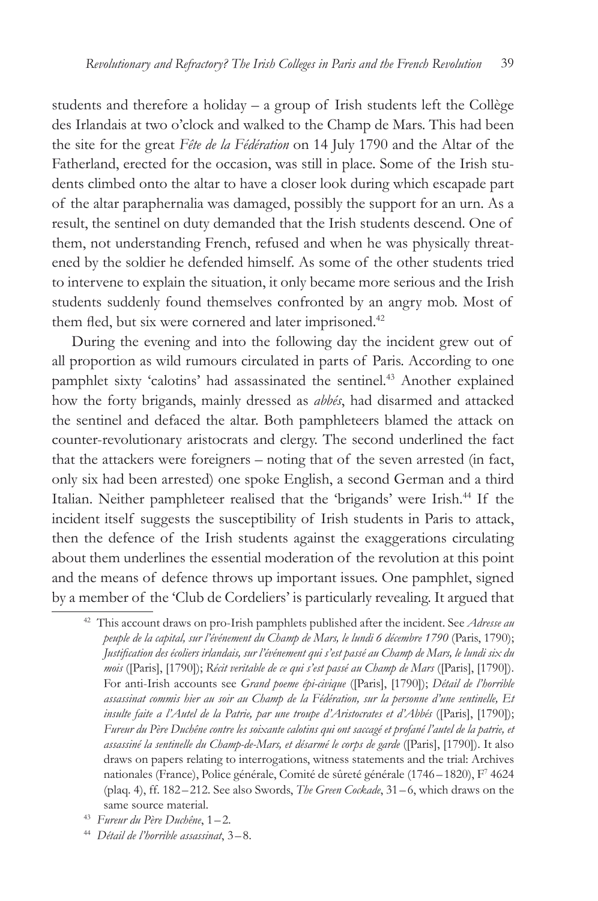students and therefore a holiday – a group of Irish students left the Collège des Irlandais at two o'clock and walked to the Champ de Mars. This had been the site for the great *Fête de la Fédération* on 14 July 1790 and the Altar of the Fatherland, erected for the occasion, was still in place. Some of the Irish students climbed onto the altar to have a closer look during which escapade part of the altar paraphernalia was damaged, possibly the support for an urn. As a result, the sentinel on duty demanded that the Irish students descend. One of them, not understanding French, refused and when he was physically threatened by the soldier he defended himself. As some of the other students tried to intervene to explain the situation, it only became more serious and the Irish students suddenly found themselves confronted by an angry mob. Most of them fled, but six were cornered and later imprisoned.[42]

During the evening and into the following day the incident grew out of all proportion as wild rumours circulated in parts of Paris. According to one pamphlet sixty 'calotins' had assassinated the sentinel.[43] Another explained how the forty brigands, mainly dressed as *abbés*, had disarmed and attacked the sentinel and defaced the altar. Both pamphleteers blamed the attack on counter-revolutionary aristocrats and clergy. The second underlined the fact that the attackers were foreigners – noting that of the seven arrested (in fact, only six had been arrested) one spoke English, a second German and a third Italian. Neither pamphleteer realised that the 'brigands' were Irish.[44] If the incident itself suggests the susceptibility of Irish students in Paris to attack, then the defence of the Irish students against the exaggerations circulating about them underlines the essential moderation of the revolution at this point and the means of defence throws up important issues. One pamphlet, signed by a member of the 'Club de Cordeliers' is particularly revealing. It argued that

---

[42] This account draws on pro-Irish pamphlets published after the incident. See *Adresse au peuple de la capital, sur l'événement du Champ de Mars, le lundi 6 décembre 1790* (Paris, 1790); *Justification des écoliers irlandais, sur l'événement qui s'est passé au Champ de Mars, le lundi six du mois* ([Paris], [1790]); *Récit veritable de ce qui s'est passé au Champ de Mars* ([Paris], [1790]). For anti-Irish accounts see *Grand poeme épi-civique* ([Paris], [1790]); *Détail de l'horrible assassinat commis hier au soir au Champ de la Fédération, sur la personne d'une sentinelle, Et insulte faite a l'Autel de la Patrie, par une troupe d'Aristocrates et d'Abbés* ([Paris], [1790]); *Fureur du Père Duchêne contre les soixante calotins qui ont saccagé et profané l'autel de la patrie, et assassiné la sentinelle du Champ-de-Mars, et désarmé le corps de garde* ([Paris], [1790]). It also draws on papers relating to interrogations, witness statements and the trial: Archives nationales (France), Police générale, Comité de sûreté générale (1746 – 1820), F[7] 4624 (plaq. 4), ff. 182 – 212. See also Swords, *The Green Cockade*, 31 – 6, which draws on the same source material.

[43] *Fureur du Père Duchêne*, 1 – 2.

[44] *Détail de l'horrible assassinat*, 3 – 8.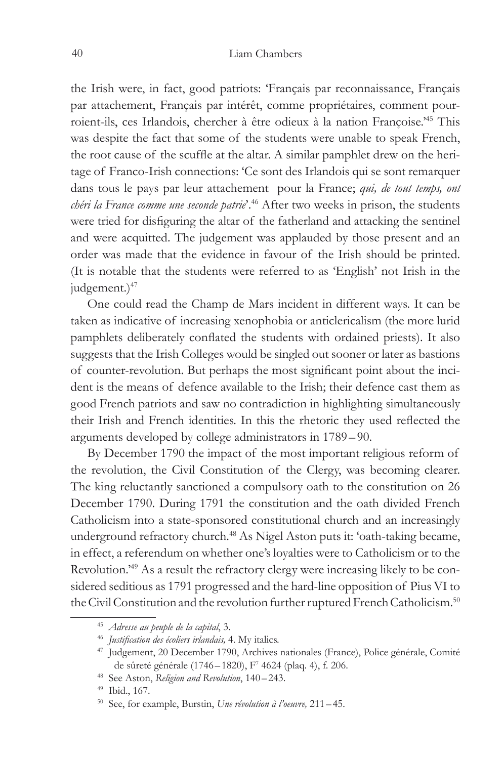the Irish were, in fact, good patriots: 'Français par reconnaissance, Français par attachement, Français par intérêt, comme propriétaires, comment pourroient-ils, ces Irlandois, chercher à être odieux à la nation Françoise.'[45] This was despite the fact that some of the students were unable to speak French, the root cause of the scuffle at the altar. A similar pamphlet drew on the heritage of Franco-Irish connections: 'Ce sont des Irlandois qui se sont remarquer dans tous le pays par leur attachement pour la France; *qui, de tout temps, ont chéri la France comme une seconde patrie*'.[46] After two weeks in prison, the students were tried for disfiguring the altar of the fatherland and attacking the sentinel and were acquitted. The judgement was applauded by those present and an order was made that the evidence in favour of the Irish should be printed. (It is notable that the students were referred to as 'English' not Irish in the judgement.)[47]

One could read the Champ de Mars incident in different ways. It can be taken as indicative of increasing xenophobia or anticlericalism (the more lurid pamphlets deliberately conflated the students with ordained priests). It also suggests that the Irish Colleges would be singled out sooner or later as bastions of counter-revolution. But perhaps the most significant point about the incident is the means of defence available to the Irish; their defence cast them as good French patriots and saw no contradiction in highlighting simultaneously their Irish and French identities. In this the rhetoric they used reflected the arguments developed by college administrators in 1789–90.

By December 1790 the impact of the most important religious reform of the revolution, the Civil Constitution of the Clergy, was becoming clearer. The king reluctantly sanctioned a compulsory oath to the constitution on 26 December 1790. During 1791 the constitution and the oath divided French Catholicism into a state-sponsored constitutional church and an increasingly underground refractory church.[48] As Nigel Aston puts it: 'oath-taking became, in effect, a referendum on whether one's loyalties were to Catholicism or to the Revolution.'[49] As a result the refractory clergy were increasing likely to be considered seditious as 1791 progressed and the hard-line opposition of Pius VI to the Civil Constitution and the revolution further ruptured French Catholicism.[50]

[45] *Adresse au peuple de la capital*, 3.

[46] *Justification des écoliers irlandais,* 4. My italics.

[47] Judgement, 20 December 1790, Archives nationales (France), Police générale, Comité de sûreté générale (1746–1820), F[7] 4624 (plaq. 4), f. 206.

[48] See Aston, *Religion and Revolution*, 140–243.

[49] Ibid., 167.

[50] See, for example, Burstin, *Une révolution à l'oeuvre,* 211–45.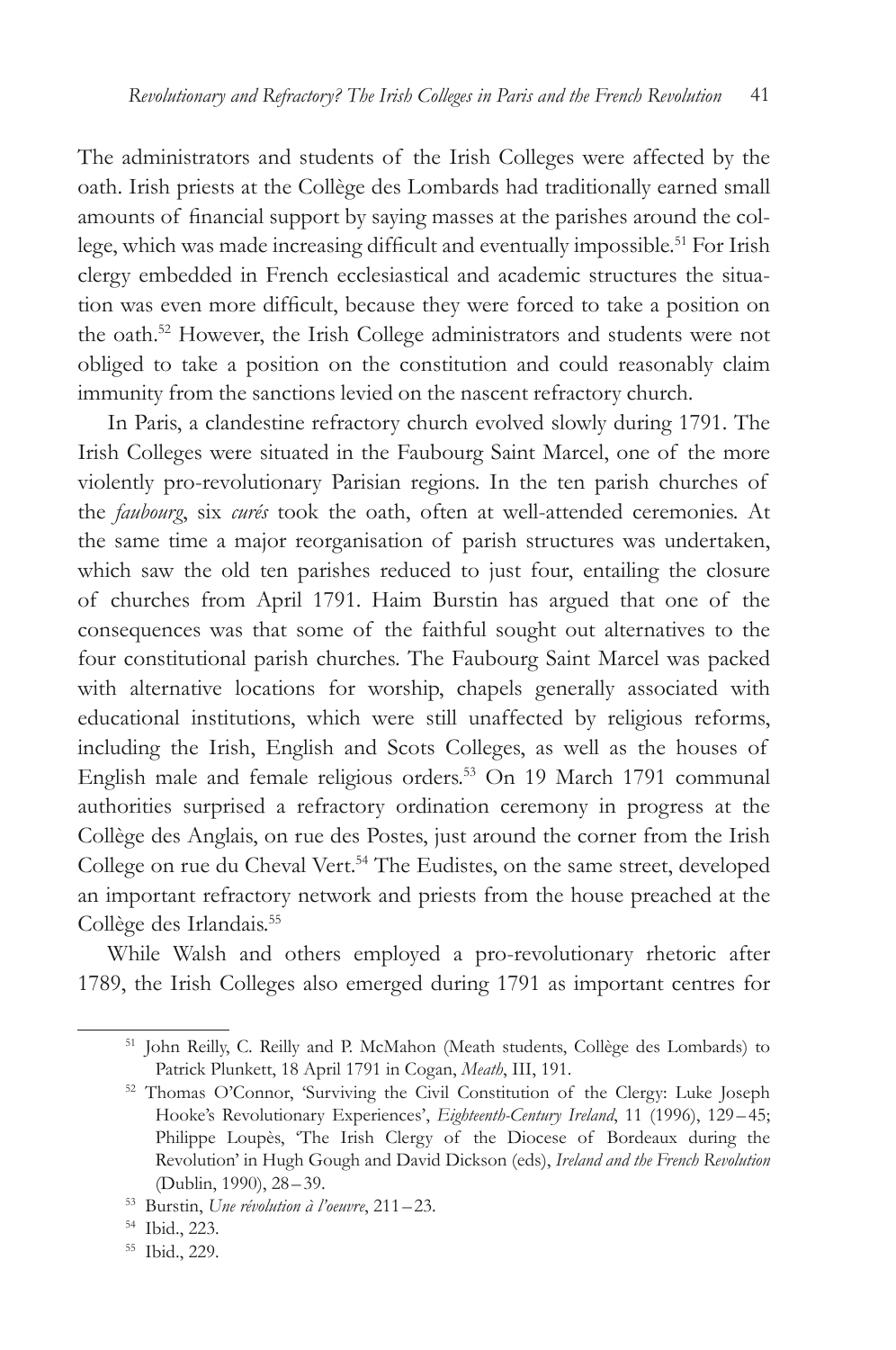The administrators and students of the Irish Colleges were affected by the oath. Irish priests at the Collège des Lombards had traditionally earned small amounts of financial support by saying masses at the parishes around the college, which was made increasing difficult and eventually impossible.[51] For Irish clergy embedded in French ecclesiastical and academic structures the situation was even more difficult, because they were forced to take a position on the oath.[52] However, the Irish College administrators and students were not obliged to take a position on the constitution and could reasonably claim immunity from the sanctions levied on the nascent refractory church.

In Paris, a clandestine refractory church evolved slowly during 1791. The Irish Colleges were situated in the Faubourg Saint Marcel, one of the more violently pro-revolutionary Parisian regions. In the ten parish churches of the *faubourg*, six *curés* took the oath, often at well-attended ceremonies. At the same time a major reorganisation of parish structures was undertaken, which saw the old ten parishes reduced to just four, entailing the closure of churches from April 1791. Haim Burstin has argued that one of the consequences was that some of the faithful sought out alternatives to the four constitutional parish churches. The Faubourg Saint Marcel was packed with alternative locations for worship, chapels generally associated with educational institutions, which were still unaffected by religious reforms, including the Irish, English and Scots Colleges, as well as the houses of English male and female religious orders.[53] On 19 March 1791 communal authorities surprised a refractory ordination ceremony in progress at the Collège des Anglais, on rue des Postes, just around the corner from the Irish College on rue du Cheval Vert.[54] The Eudistes, on the same street, developed an important refractory network and priests from the house preached at the Collège des Irlandais.[55]

While Walsh and others employed a pro-revolutionary rhetoric after 1789, the Irish Colleges also emerged during 1791 as important centres for

---

[51] John Reilly, C. Reilly and P. McMahon (Meath students, Collège des Lombards) to Patrick Plunkett, 18 April 1791 in Cogan, *Meath*, III, 191.

[52] Thomas O'Connor, 'Surviving the Civil Constitution of the Clergy: Luke Joseph Hooke's Revolutionary Experiences', *Eighteenth-Century Ireland*, 11 (1996), 129–45; Philippe Loupès, 'The Irish Clergy of the Diocese of Bordeaux during the Revolution' in Hugh Gough and David Dickson (eds), *Ireland and the French Revolution* (Dublin, 1990), 28–39.

[53] Burstin, *Une révolution à l'oeuvre*, 211–23.

[54] Ibid., 223.

[55] Ibid., 229.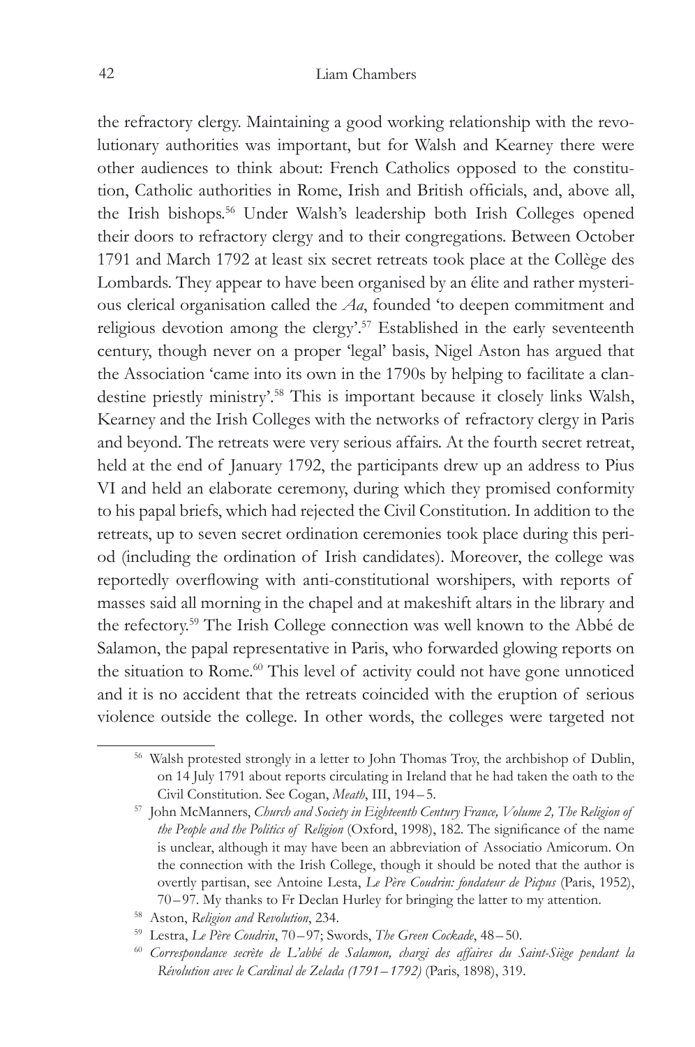the refractory clergy. Maintaining a good working relationship with the revolutionary authorities was important, but for Walsh and Kearney there were other audiences to think about: French Catholics opposed to the constitution, Catholic authorities in Rome, Irish and British officials, and, above all, the Irish bishops.[56] Under Walsh's leadership both Irish Colleges opened their doors to refractory clergy and to their congregations. Between October 1791 and March 1792 at least six secret retreats took place at the Collège des Lombards. They appear to have been organised by an élite and rather mysterious clerical organisation called the *Aa*, founded 'to deepen commitment and religious devotion among the clergy'.[57] Established in the early seventeenth century, though never on a proper 'legal' basis, Nigel Aston has argued that the Association 'came into its own in the 1790s by helping to facilitate a clandestine priestly ministry'.[58] This is important because it closely links Walsh, Kearney and the Irish Colleges with the networks of refractory clergy in Paris and beyond. The retreats were very serious affairs. At the fourth secret retreat, held at the end of January 1792, the participants drew up an address to Pius VI and held an elaborate ceremony, during which they promised conformity to his papal briefs, which had rejected the Civil Constitution. In addition to the retreats, up to seven secret ordination ceremonies took place during this period (including the ordination of Irish candidates). Moreover, the college was reportedly overflowing with anti-constitutional worshipers, with reports of masses said all morning in the chapel and at makeshift altars in the library and the refectory.[59] The Irish College connection was well known to the Abbé de Salamon, the papal representative in Paris, who forwarded glowing reports on the situation to Rome.[60] This level of activity could not have gone unnoticed and it is no accident that the retreats coincided with the eruption of serious violence outside the college. In other words, the colleges were targeted not

[56] Walsh protested strongly in a letter to John Thomas Troy, the archbishop of Dublin, on 14 July 1791 about reports circulating in Ireland that he had taken the oath to the Civil Constitution. See Cogan, *Meath*, III, 194 – 5.

[57] John McManners, *Church and Society in Eighteenth Century France, Volume 2, The Religion of the People and the Politics of Religion* (Oxford, 1998), 182. The significance of the name is unclear, although it may have been an abbreviation of Associatio Amicorum. On the connection with the Irish College, though it should be noted that the author is overtly partisan, see Antoine Lesta, *Le Père Coudrin: fondateur de Picpus* (Paris, 1952), 70 – 97. My thanks to Fr Declan Hurley for bringing the latter to my attention.

[58] Aston, *Religion and Revolution*, 234.

[59] Lestra, *Le Père Coudrin*, 70 – 97; Swords, *The Green Cockade*, 48 – 50.

[60] *Correspondance secrète de L'abbé de Salamon, chargi des affaires du Saint-Siège pendant la Révolution avec le Cardinal de Zelada (1791 – 1792)* (Paris, 1898), 319.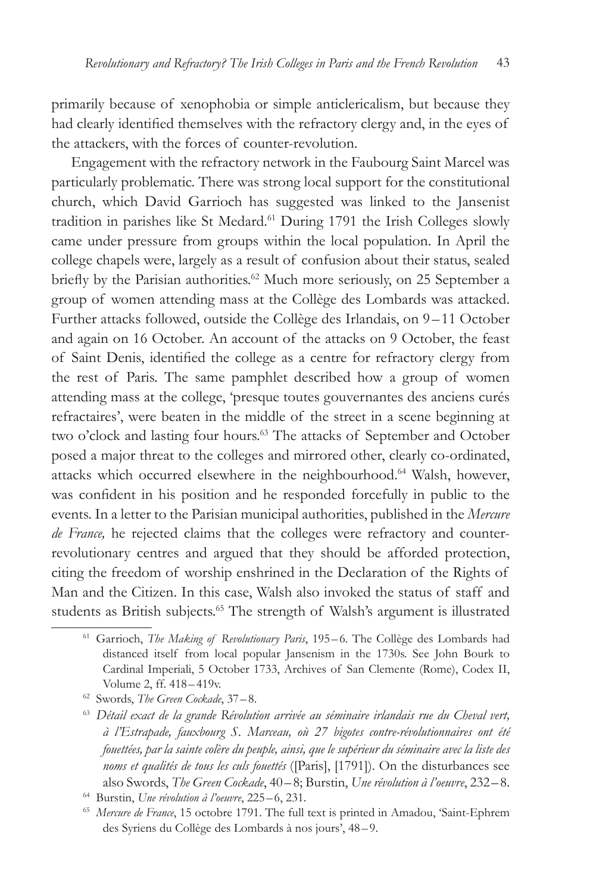primarily because of xenophobia or simple anticlericalism, but because they had clearly identified themselves with the refractory clergy and, in the eyes of the attackers, with the forces of counter-revolution.

Engagement with the refractory network in the Faubourg Saint Marcel was particularly problematic. There was strong local support for the constitutional church, which David Garrioch has suggested was linked to the Jansenist tradition in parishes like St Medard.[61] During 1791 the Irish Colleges slowly came under pressure from groups within the local population. In April the college chapels were, largely as a result of confusion about their status, sealed briefly by the Parisian authorities.[62] Much more seriously, on 25 September a group of women attending mass at the Collège des Lombards was attacked. Further attacks followed, outside the Collège des Irlandais, on 9 – 11 October and again on 16 October. An account of the attacks on 9 October, the feast of Saint Denis, identified the college as a centre for refractory clergy from the rest of Paris. The same pamphlet described how a group of women attending mass at the college, 'presque toutes gouvernantes des anciens curés refractaires', were beaten in the middle of the street in a scene beginning at two o'clock and lasting four hours.[63] The attacks of September and October posed a major threat to the colleges and mirrored other, clearly co-ordinated, attacks which occurred elsewhere in the neighbourhood.[64] Walsh, however, was confident in his position and he responded forcefully in public to the events. In a letter to the Parisian municipal authorities, published in the *Mercure de France,* he rejected claims that the colleges were refractory and counter-revolutionary centres and argued that they should be afforded protection, citing the freedom of worship enshrined in the Declaration of the Rights of Man and the Citizen. In this case, Walsh also invoked the status of staff and students as British subjects.[65] The strength of Walsh's argument is illustrated

---

[61] Garrioch, *The Making of Revolutionary Paris*, 195 – 6. The Collège des Lombards had distanced itself from local popular Jansenism in the 1730s. See John Bourk to Cardinal Imperiali, 5 October 1733, Archives of San Clemente (Rome), Codex II, Volume 2, ff. 418 – 419v.

[62] Swords, *The Green Cockade*, 37 – 8.

[63] *Détail exact de la grande Révolution arrivée au séminaire irlandais rue du Cheval vert, à l'Estrapade, fauxbourg S. Marceau, où 27 bigotes contre-révolutionnaires ont été fouettées, par la sainte colère du peuple, ainsi, que le supérieur du séminaire avec la liste des noms et qualités de tous les culs fouettés* ([Paris], [1791]). On the disturbances see also Swords, *The Green Cockade*, 40 – 8; Burstin, *Une révolution à l'oeuvre*, 232 – 8.

[64] Burstin, *Une révolution à l'oeuvre*, 225 – 6, 231.

[65] *Mercure de France*, 15 octobre 1791. The full text is printed in Amadou, 'Saint-Ephrem des Syriens du Collège des Lombards à nos jours', 48 – 9.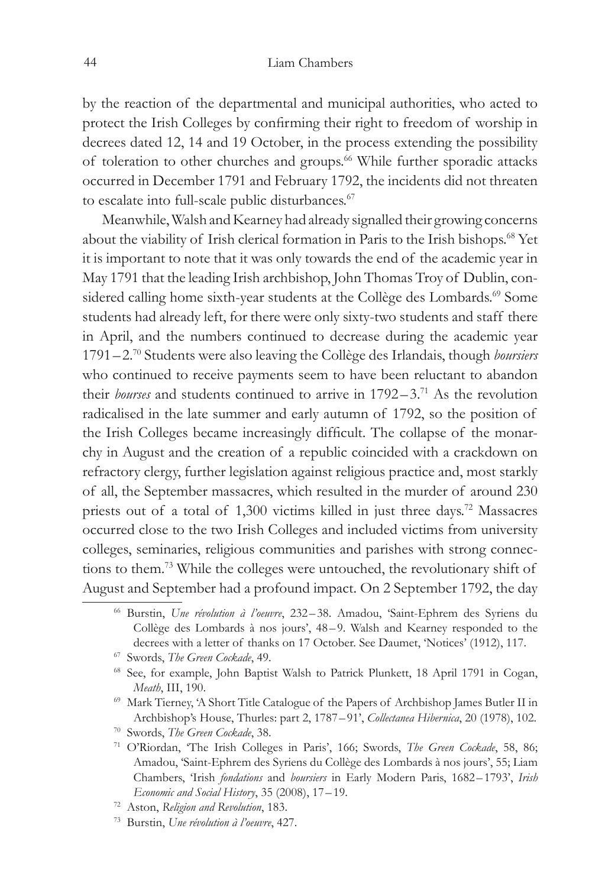by the reaction of the departmental and municipal authorities, who acted to protect the Irish Colleges by confirming their right to freedom of worship in decrees dated 12, 14 and 19 October, in the process extending the possibility of toleration to other churches and groups.[66] While further sporadic attacks occurred in December 1791 and February 1792, the incidents did not threaten to escalate into full-scale public disturbances.[67]

Meanwhile, Walsh and Kearney had already signalled their growing concerns about the viability of Irish clerical formation in Paris to the Irish bishops.[68] Yet it is important to note that it was only towards the end of the academic year in May 1791 that the leading Irish archbishop, John Thomas Troy of Dublin, considered calling home sixth-year students at the Collège des Lombards.[69] Some students had already left, for there were only sixty-two students and staff there in April, and the numbers continued to decrease during the academic year 1791–2.[70] Students were also leaving the Collège des Irlandais, though *boursiers* who continued to receive payments seem to have been reluctant to abandon their *bourses* and students continued to arrive in 1792–3.[71] As the revolution radicalised in the late summer and early autumn of 1792, so the position of the Irish Colleges became increasingly difficult. The collapse of the monarchy in August and the creation of a republic coincided with a crackdown on refractory clergy, further legislation against religious practice and, most starkly of all, the September massacres, which resulted in the murder of around 230 priests out of a total of 1,300 victims killed in just three days.[72] Massacres occurred close to the two Irish Colleges and included victims from university colleges, seminaries, religious communities and parishes with strong connections to them.[73] While the colleges were untouched, the revolutionary shift of August and September had a profound impact. On 2 September 1792, the day

---

[66] Burstin, *Une révolution à l'oeuvre*, 232–38. Amadou, 'Saint-Ephrem des Syriens du Collège des Lombards à nos jours', 48–9. Walsh and Kearney responded to the decrees with a letter of thanks on 17 October. See Daumet, 'Notices' (1912), 117.

[67] Swords, *The Green Cockade*, 49.

[68] See, for example, John Baptist Walsh to Patrick Plunkett, 18 April 1791 in Cogan, *Meath*, III, 190.

[69] Mark Tierney, 'A Short Title Catalogue of the Papers of Archbishop James Butler II in Archbishop's House, Thurles: part 2, 1787–91', *Collectanea Hibernica*, 20 (1978), 102.

[70] Swords, *The Green Cockade*, 38.

[71] O'Riordan, 'The Irish Colleges in Paris', 166; Swords, *The Green Cockade*, 58, 86; Amadou, 'Saint-Ephrem des Syriens du Collège des Lombards à nos jours', 55; Liam Chambers, 'Irish *fondations* and *boursiers* in Early Modern Paris, 1682–1793', *Irish Economic and Social History*, 35 (2008), 17–19.

[72] Aston, *Religion and Revolution*, 183.

[73] Burstin, *Une révolution à l'oeuvre*, 427.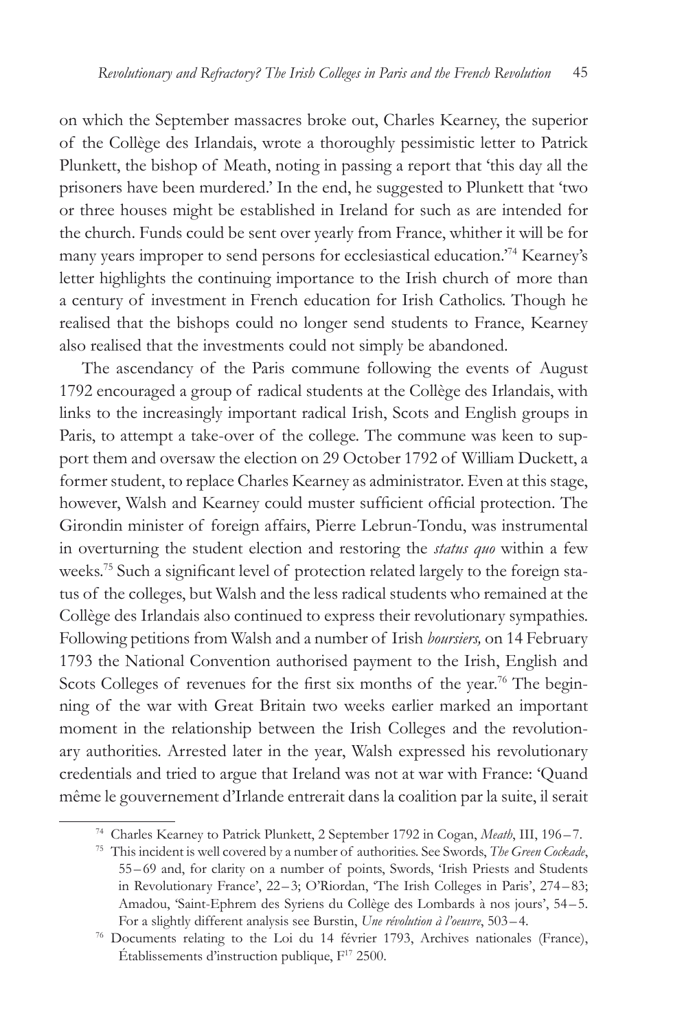on which the September massacres broke out, Charles Kearney, the superior of the Collège des Irlandais, wrote a thoroughly pessimistic letter to Patrick Plunkett, the bishop of Meath, noting in passing a report that 'this day all the prisoners have been murdered.' In the end, he suggested to Plunkett that 'two or three houses might be established in Ireland for such as are intended for the church. Funds could be sent over yearly from France, whither it will be for many years improper to send persons for ecclesiastical education.'[74] Kearney's letter highlights the continuing importance to the Irish church of more than a century of investment in French education for Irish Catholics. Though he realised that the bishops could no longer send students to France, Kearney also realised that the investments could not simply be abandoned.

The ascendancy of the Paris commune following the events of August 1792 encouraged a group of radical students at the Collège des Irlandais, with links to the increasingly important radical Irish, Scots and English groups in Paris, to attempt a take-over of the college. The commune was keen to support them and oversaw the election on 29 October 1792 of William Duckett, a former student, to replace Charles Kearney as administrator. Even at this stage, however, Walsh and Kearney could muster sufficient official protection. The Girondin minister of foreign affairs, Pierre Lebrun-Tondu, was instrumental in overturning the student election and restoring the *status quo* within a few weeks.[75] Such a significant level of protection related largely to the foreign status of the colleges, but Walsh and the less radical students who remained at the Collège des Irlandais also continued to express their revolutionary sympathies. Following petitions from Walsh and a number of Irish *boursiers,* on 14 February 1793 the National Convention authorised payment to the Irish, English and Scots Colleges of revenues for the first six months of the year.[76] The beginning of the war with Great Britain two weeks earlier marked an important moment in the relationship between the Irish Colleges and the revolutionary authorities. Arrested later in the year, Walsh expressed his revolutionary credentials and tried to argue that Ireland was not at war with France: 'Quand même le gouvernement d'Irlande entrerait dans la coalition par la suite, il serait

---

[74] Charles Kearney to Patrick Plunkett, 2 September 1792 in Cogan, *Meath*, III, 196 – 7.

[75] This incident is well covered by a number of authorities. See Swords, *The Green Cockade*, 55 – 69 and, for clarity on a number of points, Swords, 'Irish Priests and Students in Revolutionary France', 22 – 3; O'Riordan, 'The Irish Colleges in Paris', 274 – 83; Amadou, 'Saint-Ephrem des Syriens du Collège des Lombards à nos jours', 54 – 5. For a slightly different analysis see Burstin, *Une révolution à l'oeuvre*, 503 – 4.

[76] Documents relating to the Loi du 14 février 1793, Archives nationales (France), Établissements d'instruction publique, F[17] 2500.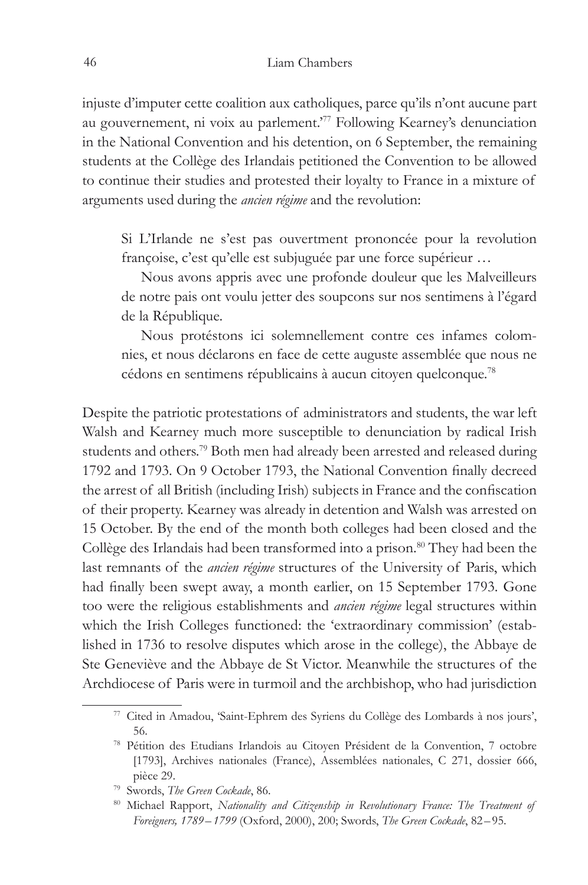injuste d'imputer cette coalition aux catholiques, parce qu'ils n'ont aucune part au gouvernement, ni voix au parlement.'[77] Following Kearney's denunciation in the National Convention and his detention, on 6 September, the remaining students at the Collège des Irlandais petitioned the Convention to be allowed to continue their studies and protested their loyalty to France in a mixture of arguments used during the *ancien régime* and the revolution:

> Si L'Irlande ne s'est pas ouvertment prononcée pour la revolution françoise, c'est qu'elle est subjuguée par une force supérieur …
>
> Nous avons appris avec une profonde douleur que les Malveilleurs de notre pais ont voulu jetter des soupcons sur nos sentimens à l'égard de la République.
>
> Nous protéstons ici solemnellement contre ces infames colomnies, et nous déclarons en face de cette auguste assemblée que nous ne cédons en sentimens républicains à aucun citoyen quelconque.[78]

Despite the patriotic protestations of administrators and students, the war left Walsh and Kearney much more susceptible to denunciation by radical Irish students and others.[79] Both men had already been arrested and released during 1792 and 1793. On 9 October 1793, the National Convention finally decreed the arrest of all British (including Irish) subjects in France and the confiscation of their property. Kearney was already in detention and Walsh was arrested on 15 October. By the end of the month both colleges had been closed and the Collège des Irlandais had been transformed into a prison.[80] They had been the last remnants of the *ancien régime* structures of the University of Paris, which had finally been swept away, a month earlier, on 15 September 1793. Gone too were the religious establishments and *ancien régime* legal structures within which the Irish Colleges functioned: the 'extraordinary commission' (established in 1736 to resolve disputes which arose in the college), the Abbaye de Ste Geneviève and the Abbaye de St Victor. Meanwhile the structures of the Archdiocese of Paris were in turmoil and the archbishop, who had jurisdiction

---

[77] Cited in Amadou, 'Saint-Ephrem des Syriens du Collège des Lombards à nos jours', 56.

[78] Pétition des Etudians Irlandois au Citoyen Président de la Convention, 7 octobre [1793], Archives nationales (France), Assemblées nationales, C 271, dossier 666, pièce 29.

[79] Swords, *The Green Cockade*, 86.

[80] Michael Rapport, *Nationality and Citizenship in Revolutionary France: The Treatment of Foreigners, 1789–1799* (Oxford, 2000), 200; Swords, *The Green Cockade*, 82–95.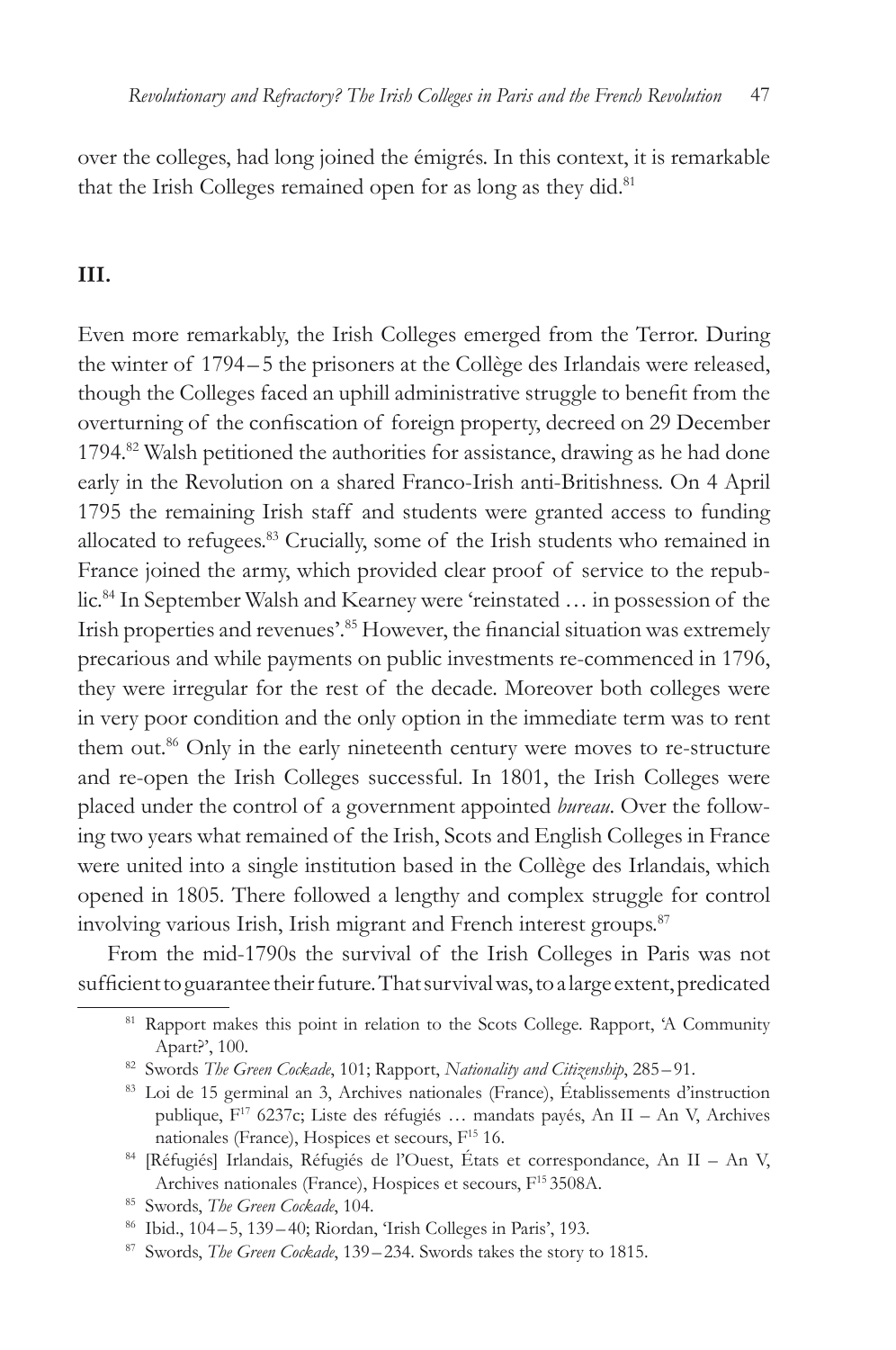over the colleges, had long joined the émigrés. In this context, it is remarkable that the Irish Colleges remained open for as long as they did.[81]

## III.

Even more remarkably, the Irish Colleges emerged from the Terror. During the winter of 1794–5 the prisoners at the Collège des Irlandais were released, though the Colleges faced an uphill administrative struggle to benefit from the overturning of the confiscation of foreign property, decreed on 29 December 1794.[82] Walsh petitioned the authorities for assistance, drawing as he had done early in the Revolution on a shared Franco-Irish anti-Britishness. On 4 April 1795 the remaining Irish staff and students were granted access to funding allocated to refugees.[83] Crucially, some of the Irish students who remained in France joined the army, which provided clear proof of service to the republic.[84] In September Walsh and Kearney were 'reinstated … in possession of the Irish properties and revenues'.[85] However, the financial situation was extremely precarious and while payments on public investments re-commenced in 1796, they were irregular for the rest of the decade. Moreover both colleges were in very poor condition and the only option in the immediate term was to rent them out.[86] Only in the early nineteenth century were moves to re-structure and re-open the Irish Colleges successful. In 1801, the Irish Colleges were placed under the control of a government appointed *bureau*. Over the following two years what remained of the Irish, Scots and English Colleges in France were united into a single institution based in the Collège des Irlandais, which opened in 1805. There followed a lengthy and complex struggle for control involving various Irish, Irish migrant and French interest groups.[87]

From the mid-1790s the survival of the Irish Colleges in Paris was not sufficient to guarantee their future. That survival was, to a large extent, predicated

---

[81] Rapport makes this point in relation to the Scots College. Rapport, 'A Community Apart?', 100.

[82] Swords *The Green Cockade*, 101; Rapport, *Nationality and Citizenship*, 285–91.

[83] Loi de 15 germinal an 3, Archives nationales (France), Établissements d'instruction publique, F[17] 6237c; Liste des réfugiés … mandats payés, An II – An V, Archives nationales (France), Hospices et secours, F[15] 16.

[84] [Réfugiés] Irlandais, Réfugiés de l'Ouest, États et correspondance, An II – An V, Archives nationales (France), Hospices et secours, F[15] 3508A.

[85] Swords, *The Green Cockade*, 104.

[86] Ibid., 104–5, 139–40; Riordan, 'Irish Colleges in Paris', 193.

[87] Swords, *The Green Cockade*, 139–234. Swords takes the story to 1815.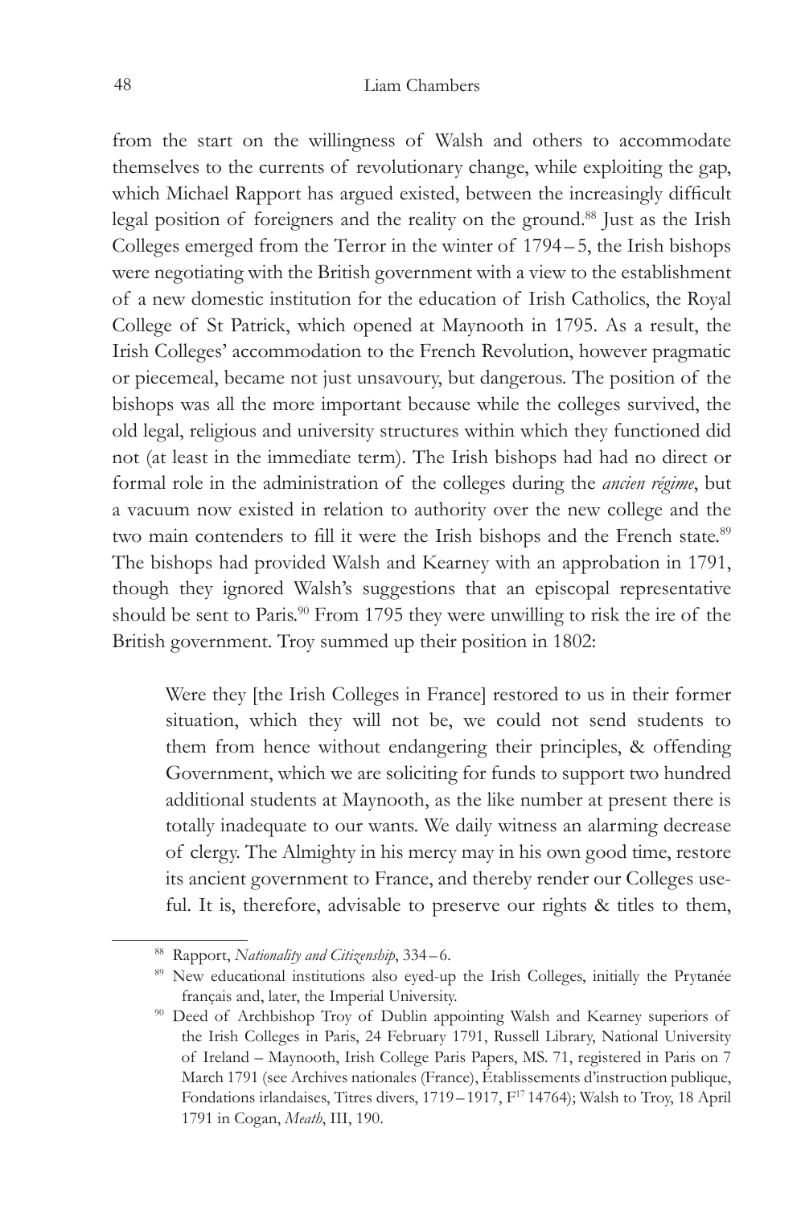from the start on the willingness of Walsh and others to accommodate themselves to the currents of revolutionary change, while exploiting the gap, which Michael Rapport has argued existed, between the increasingly difficult legal position of foreigners and the reality on the ground.[88] Just as the Irish Colleges emerged from the Terror in the winter of 1794 – 5, the Irish bishops were negotiating with the British government with a view to the establishment of a new domestic institution for the education of Irish Catholics, the Royal College of St Patrick, which opened at Maynooth in 1795. As a result, the Irish Colleges' accommodation to the French Revolution, however pragmatic or piecemeal, became not just unsavoury, but dangerous. The position of the bishops was all the more important because while the colleges survived, the old legal, religious and university structures within which they functioned did not (at least in the immediate term). The Irish bishops had had no direct or formal role in the administration of the colleges during the *ancien régime*, but a vacuum now existed in relation to authority over the new college and the two main contenders to fill it were the Irish bishops and the French state.[89] The bishops had provided Walsh and Kearney with an approbation in 1791, though they ignored Walsh's suggestions that an episcopal representative should be sent to Paris.[90] From 1795 they were unwilling to risk the ire of the British government. Troy summed up their position in 1802:

> Were they [the Irish Colleges in France] restored to us in their former situation, which they will not be, we could not send students to them from hence without endangering their principles, & offending Government, which we are soliciting for funds to support two hundred additional students at Maynooth, as the like number at present there is totally inadequate to our wants. We daily witness an alarming decrease of clergy. The Almighty in his mercy may in his own good time, restore its ancient government to France, and thereby render our Colleges useful. It is, therefore, advisable to preserve our rights & titles to them,

---

[88] Rapport, *Nationality and Citizenship*, 334 – 6.

[89] New educational institutions also eyed-up the Irish Colleges, initially the Prytanée français and, later, the Imperial University.

[90] Deed of Archbishop Troy of Dublin appointing Walsh and Kearney superiors of the Irish Colleges in Paris, 24 February 1791, Russell Library, National University of Ireland – Maynooth, Irish College Paris Papers, MS. 71, registered in Paris on 7 March 1791 (see Archives nationales (France), Établissements d'instruction publique, Fondations irlandaises, Titres divers, 1719 – 1917, $F^{17}$ 14764); Walsh to Troy, 18 April 1791 in Cogan, *Meath*, III, 190.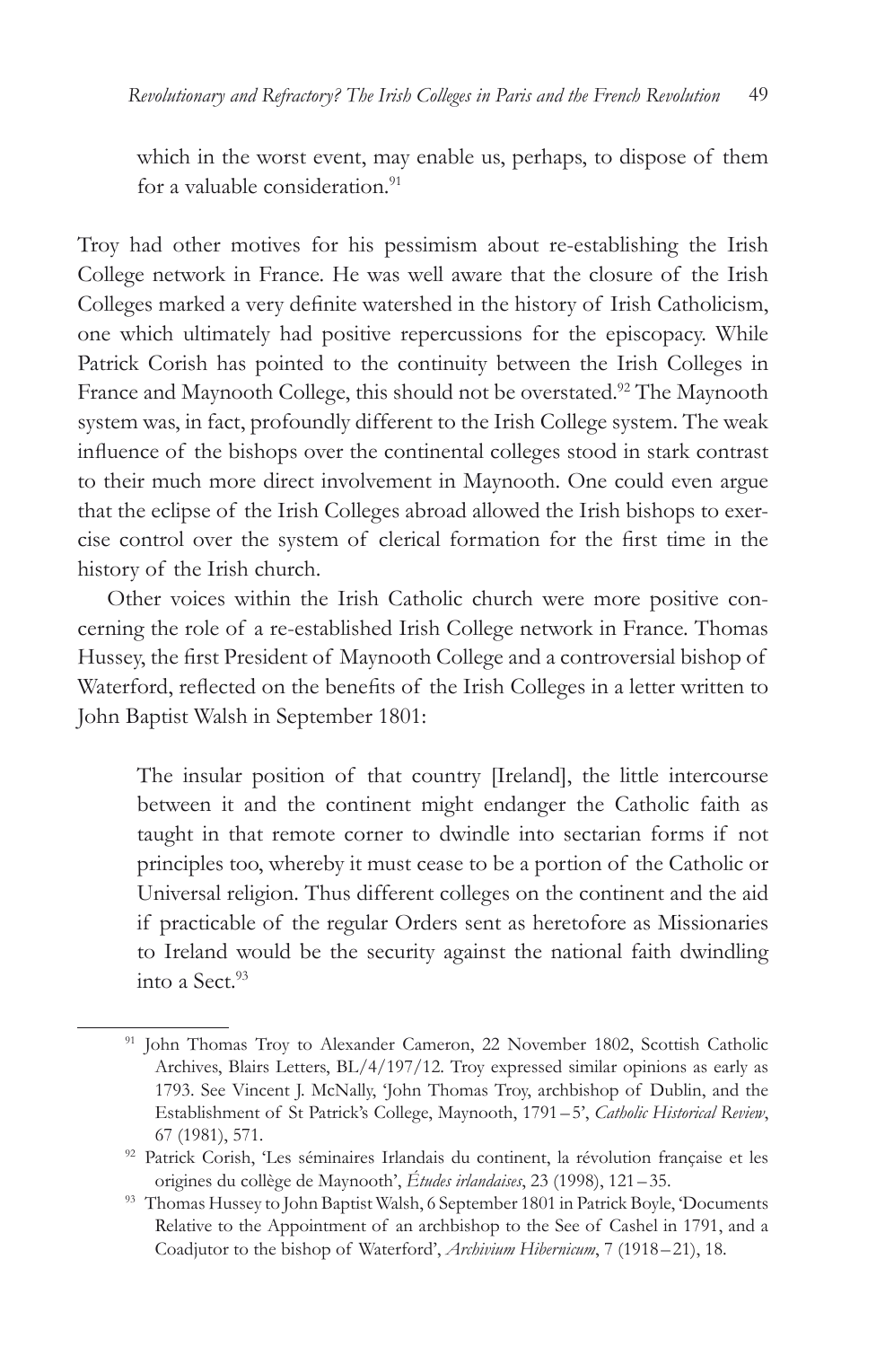> which in the worst event, may enable us, perhaps, to dispose of them for a valuable consideration.[91]

Troy had other motives for his pessimism about re-establishing the Irish College network in France. He was well aware that the closure of the Irish Colleges marked a very definite watershed in the history of Irish Catholicism, one which ultimately had positive repercussions for the episcopacy. While Patrick Corish has pointed to the continuity between the Irish Colleges in France and Maynooth College, this should not be overstated.[92] The Maynooth system was, in fact, profoundly different to the Irish College system. The weak influence of the bishops over the continental colleges stood in stark contrast to their much more direct involvement in Maynooth. One could even argue that the eclipse of the Irish Colleges abroad allowed the Irish bishops to exercise control over the system of clerical formation for the first time in the history of the Irish church.

Other voices within the Irish Catholic church were more positive concerning the role of a re-established Irish College network in France. Thomas Hussey, the first President of Maynooth College and a controversial bishop of Waterford, reflected on the benefits of the Irish Colleges in a letter written to John Baptist Walsh in September 1801:

> The insular position of that country [Ireland], the little intercourse between it and the continent might endanger the Catholic faith as taught in that remote corner to dwindle into sectarian forms if not principles too, whereby it must cease to be a portion of the Catholic or Universal religion. Thus different colleges on the continent and the aid if practicable of the regular Orders sent as heretofore as Missionaries to Ireland would be the security against the national faith dwindling into a Sect.[93]

---

[91] John Thomas Troy to Alexander Cameron, 22 November 1802, Scottish Catholic Archives, Blairs Letters, BL/4/197/12. Troy expressed similar opinions as early as 1793. See Vincent J. McNally, 'John Thomas Troy, archbishop of Dublin, and the Establishment of St Patrick's College, Maynooth, 1791–5', *Catholic Historical Review*, 67 (1981), 571.

[92] Patrick Corish, 'Les séminaires Irlandais du continent, la révolution française et les origines du collège de Maynooth', *Études irlandaises*, 23 (1998), 121–35.

[93] Thomas Hussey to John Baptist Walsh, 6 September 1801 in Patrick Boyle, 'Documents Relative to the Appointment of an archbishop to the See of Cashel in 1791, and a Coadjutor to the bishop of Waterford', *Archivium Hibernicum*, 7 (1918–21), 18.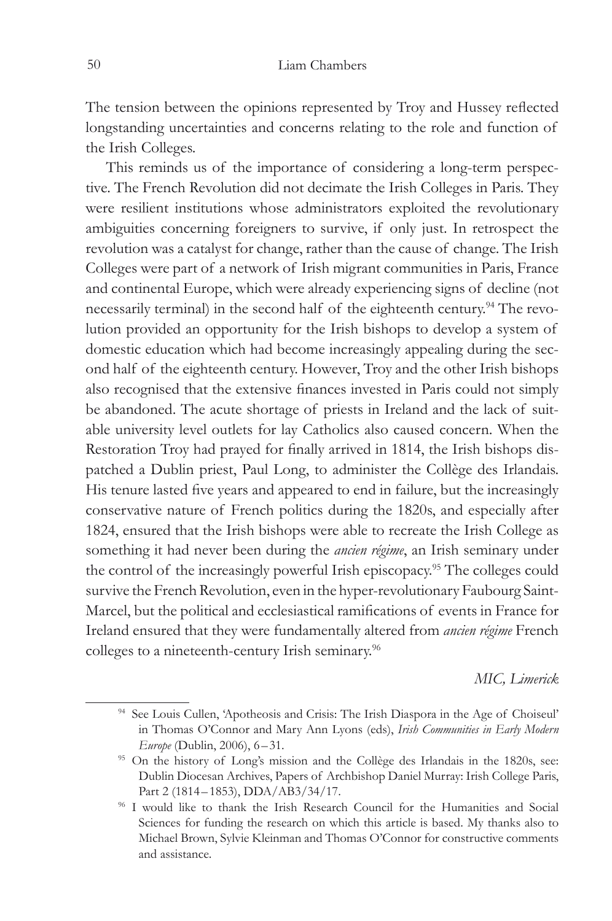The tension between the opinions represented by Troy and Hussey reflected longstanding uncertainties and concerns relating to the role and function of the Irish Colleges.

This reminds us of the importance of considering a long-term perspective. The French Revolution did not decimate the Irish Colleges in Paris. They were resilient institutions whose administrators exploited the revolutionary ambiguities concerning foreigners to survive, if only just. In retrospect the revolution was a catalyst for change, rather than the cause of change. The Irish Colleges were part of a network of Irish migrant communities in Paris, France and continental Europe, which were already experiencing signs of decline (not necessarily terminal) in the second half of the eighteenth century.[94] The revolution provided an opportunity for the Irish bishops to develop a system of domestic education which had become increasingly appealing during the second half of the eighteenth century. However, Troy and the other Irish bishops also recognised that the extensive finances invested in Paris could not simply be abandoned. The acute shortage of priests in Ireland and the lack of suitable university level outlets for lay Catholics also caused concern. When the Restoration Troy had prayed for finally arrived in 1814, the Irish bishops dispatched a Dublin priest, Paul Long, to administer the Collège des Irlandais. His tenure lasted five years and appeared to end in failure, but the increasingly conservative nature of French politics during the 1820s, and especially after 1824, ensured that the Irish bishops were able to recreate the Irish College as something it had never been during the *ancien régime*, an Irish seminary under the control of the increasingly powerful Irish episcopacy.[95] The colleges could survive the French Revolution, even in the hyper-revolutionary Faubourg Saint-Marcel, but the political and ecclesiastical ramifications of events in France for Ireland ensured that they were fundamentally altered from *ancien régime* French colleges to a nineteenth-century Irish seminary.[96]

*MIC, Limerick*

---

[94] See Louis Cullen, 'Apotheosis and Crisis: The Irish Diaspora in the Age of Choiseul' in Thomas O'Connor and Mary Ann Lyons (eds), *Irish Communities in Early Modern Europe* (Dublin, 2006), 6–31.

[95] On the history of Long's mission and the Collège des Irlandais in the 1820s, see: Dublin Diocesan Archives, Papers of Archbishop Daniel Murray: Irish College Paris, Part 2 (1814–1853), DDA/AB3/34/17.

[96] I would like to thank the Irish Research Council for the Humanities and Social Sciences for funding the research on which this article is based. My thanks also to Michael Brown, Sylvie Kleinman and Thomas O'Connor for constructive comments and assistance.